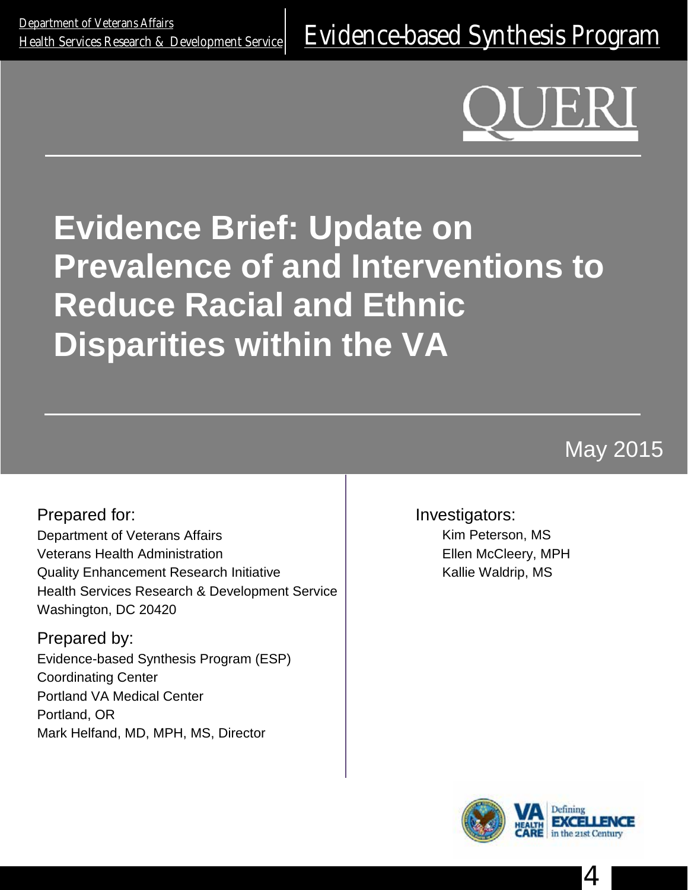Department of Veterans Affairs
Health Services Research & Development Service

Evidence-based Synthesis Program

QUERI

# Evidence Brief: Update on Prevalence of and Interventions to Reduce Racial and Ethnic Disparities within the VA

May 2015

Prepared for:
Department of Veterans Affairs
Veterans Health Administration
Quality Enhancement Research Initiative
Health Services Research & Development Service
Washington, DC 20420

Prepared by:
Evidence-based Synthesis Program (ESP)
Coordinating Center
Portland VA Medical Center
Portland, OR
Mark Helfand, MD, MPH, MS, Director

Investigators:
Kim Peterson, MS
Ellen McCleery, MPH
Kallie Waldrip, MS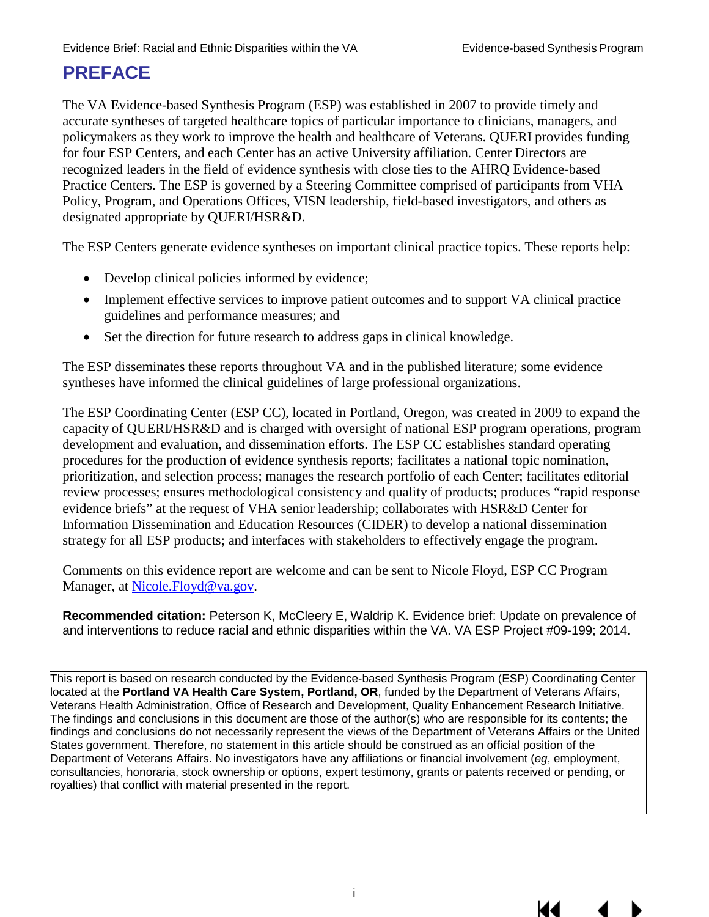# PREFACE

The VA Evidence-based Synthesis Program (ESP) was established in 2007 to provide timely and accurate syntheses of targeted healthcare topics of particular importance to clinicians, managers, and policymakers as they work to improve the health and healthcare of Veterans. QUERI provides funding for four ESP Centers, and each Center has an active University affiliation. Center Directors are recognized leaders in the field of evidence synthesis with close ties to the AHRQ Evidence-based Practice Centers. The ESP is governed by a Steering Committee comprised of participants from VHA Policy, Program, and Operations Offices, VISN leadership, field-based investigators, and others as designated appropriate by QUERI/HSR&D.

The ESP Centers generate evidence syntheses on important clinical practice topics. These reports help:

- Develop clinical policies informed by evidence;
- Implement effective services to improve patient outcomes and to support VA clinical practice guidelines and performance measures; and
- Set the direction for future research to address gaps in clinical knowledge.

The ESP disseminates these reports throughout VA and in the published literature; some evidence syntheses have informed the clinical guidelines of large professional organizations.

The ESP Coordinating Center (ESP CC), located in Portland, Oregon, was created in 2009 to expand the capacity of QUERI/HSR&D and is charged with oversight of national ESP program operations, program development and evaluation, and dissemination efforts. The ESP CC establishes standard operating procedures for the production of evidence synthesis reports; facilitates a national topic nomination, prioritization, and selection process; manages the research portfolio of each Center; facilitates editorial review processes; ensures methodological consistency and quality of products; produces "rapid response evidence briefs" at the request of VHA senior leadership; collaborates with HSR&D Center for Information Dissemination and Education Resources (CIDER) to develop a national dissemination strategy for all ESP products; and interfaces with stakeholders to effectively engage the program.

Comments on this evidence report are welcome and can be sent to Nicole Floyd, ESP CC Program Manager, at Nicole.Floyd@va.gov.

**Recommended citation:** Peterson K, McCleery E, Waldrip K. Evidence brief: Update on prevalence of and interventions to reduce racial and ethnic disparities within the VA. VA ESP Project #09-199; 2014.

This report is based on research conducted by the Evidence-based Synthesis Program (ESP) Coordinating Center located at the **Portland VA Health Care System, Portland, OR**, funded by the Department of Veterans Affairs, Veterans Health Administration, Office of Research and Development, Quality Enhancement Research Initiative. The findings and conclusions in this document are those of the author(s) who are responsible for its contents; the findings and conclusions do not necessarily represent the views of the Department of Veterans Affairs or the United States government. Therefore, no statement in this article should be construed as an official position of the Department of Veterans Affairs. No investigators have any affiliations or financial involvement (*eg*, employment, consultancies, honoraria, stock ownership or options, expert testimony, grants or patents received or pending, or royalties) that conflict with material presented in the report.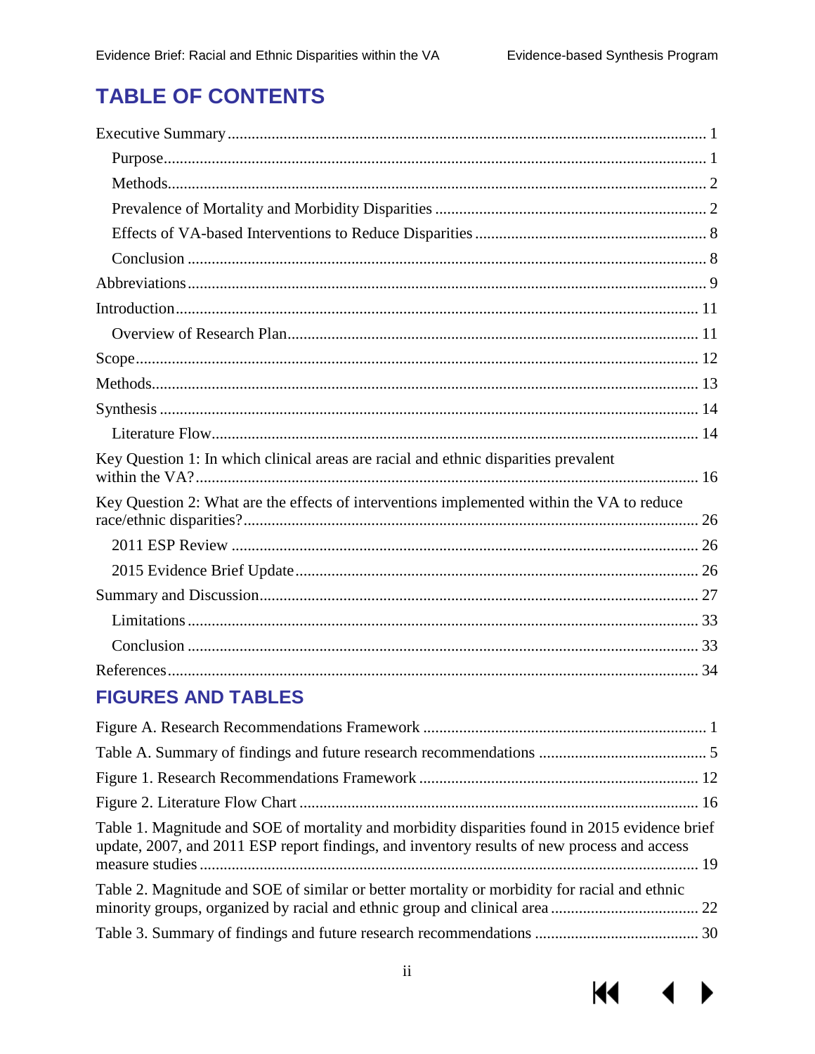# TABLE OF CONTENTS

Executive Summary ........................................................................................................................ 1

- Purpose ...................................................................................................................................... 1
- Methods ..................................................................................................................................... 2
- Prevalence of Mortality and Morbidity Disparities ................................................................... 2
- Effects of VA-based Interventions to Reduce Disparities ......................................................... 8
- Conclusion ................................................................................................................................ 8

Abbreviations ................................................................................................................................ 9

Introduction .................................................................................................................................. 11

- Overview of Research Plan ..................................................................................................... 11

Scope ............................................................................................................................................ 12

Methods ........................................................................................................................................ 13

Synthesis ...................................................................................................................................... 14

- Literature Flow ......................................................................................................................... 14

Key Question 1: In which clinical areas are racial and ethnic disparities prevalent within the VA? ........................................................................................................................................ 16

Key Question 2: What are the effects of interventions implemented within the VA to reduce race/ethnic disparities? ................................................................................................................ 26

- 2011 ESP Review .................................................................................................................... 26
- 2015 Evidence Brief Update .................................................................................................... 26

Summary and Discussion ............................................................................................................. 27

- Limitations ............................................................................................................................... 33
- Conclusion ............................................................................................................................... 33

References .................................................................................................................................... 34

## FIGURES AND TABLES

Figure A. Research Recommendations Framework ...................................................................... 1

Table A. Summary of findings and future research recommendations .......................................... 5

Figure 1. Research Recommendations Framework ..................................................................... 12

Figure 2. Literature Flow Chart ................................................................................................... 16

Table 1. Magnitude and SOE of mortality and morbidity disparities found in 2015 evidence brief update, 2007, and 2011 ESP report findings, and inventory results of new process and access measure studies ........................................................................................................................... 19

Table 2. Magnitude and SOE of similar or better mortality or morbidity for racial and ethnic minority groups, organized by racial and ethnic group and clinical area ..................................... 22

Table 3. Summary of findings and future research recommendations ........................................ 30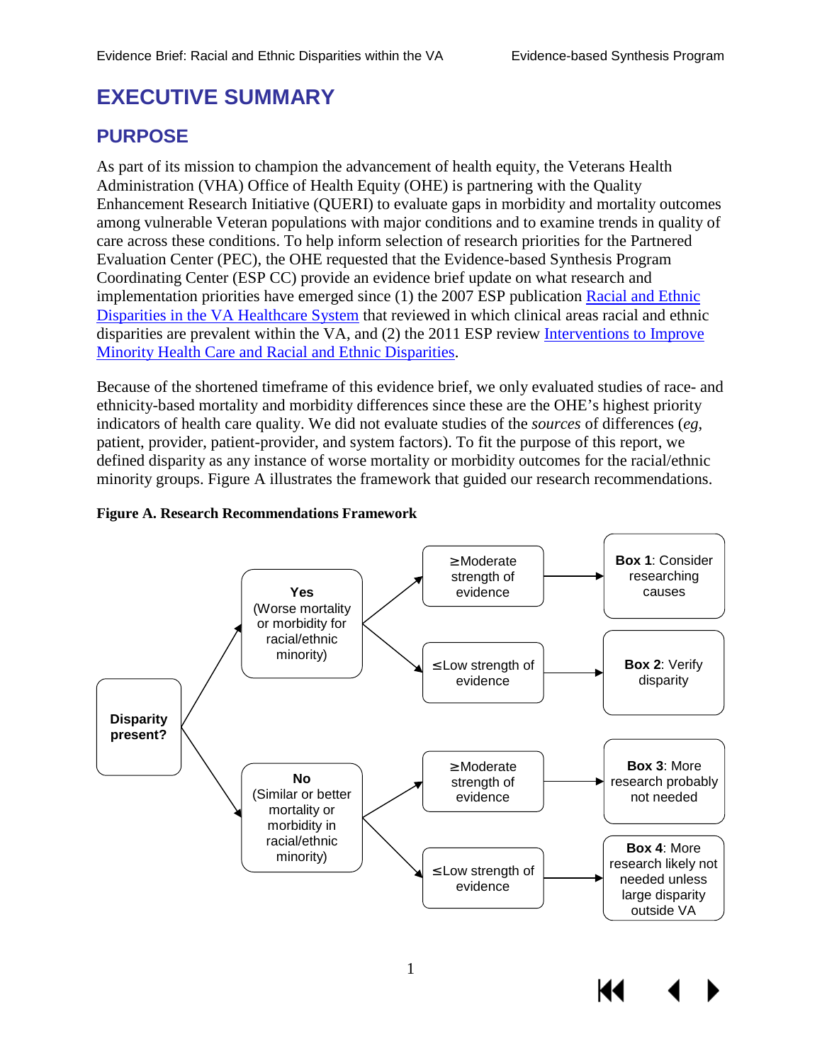# EXECUTIVE SUMMARY

## PURPOSE

As part of its mission to champion the advancement of health equity, the Veterans Health Administration (VHA) Office of Health Equity (OHE) is partnering with the Quality Enhancement Research Initiative (QUERI) to evaluate gaps in morbidity and mortality outcomes among vulnerable Veteran populations with major conditions and to examine trends in quality of care across these conditions. To help inform selection of research priorities for the Partnered Evaluation Center (PEC), the OHE requested that the Evidence-based Synthesis Program Coordinating Center (ESP CC) provide an evidence brief update on what research and implementation priorities have emerged since (1) the 2007 ESP publication Racial and Ethnic Disparities in the VA Healthcare System that reviewed in which clinical areas racial and ethnic disparities are prevalent within the VA, and (2) the 2011 ESP review Interventions to Improve Minority Health Care and Racial and Ethnic Disparities.

Because of the shortened timeframe of this evidence brief, we only evaluated studies of race- and ethnicity-based mortality and morbidity differences since these are the OHE's highest priority indicators of health care quality. We did not evaluate studies of the *sources* of differences (*eg*, patient, provider, patient-provider, and system factors). To fit the purpose of this report, we defined disparity as any instance of worse mortality or morbidity outcomes for the racial/ethnic minority groups. Figure A illustrates the framework that guided our research recommendations.

**Figure A. Research Recommendations Framework**

- **Disparity present?**
  - **Yes** (Worse mortality or morbidity for racial/ethnic minority)
    - ≥Moderate strength of evidence → **Box 1**: Consider researching causes
    - ≤Low strength of evidence → **Box 2**: Verify disparity
  - **No** (Similar or better mortality or morbidity in racial/ethnic minority)
    - ≥Moderate strength of evidence → **Box 3**: More research probably not needed
    - ≤Low strength of evidence → **Box 4**: More research likely not needed unless large disparity outside VA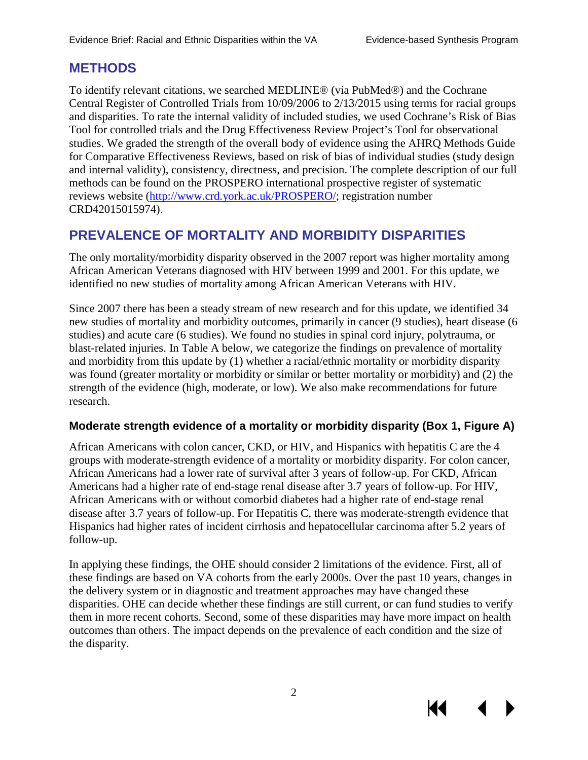## METHODS

To identify relevant citations, we searched MEDLINE® (via PubMed®) and the Cochrane Central Register of Controlled Trials from 10/09/2006 to 2/13/2015 using terms for racial groups and disparities. To rate the internal validity of included studies, we used Cochrane's Risk of Bias Tool for controlled trials and the Drug Effectiveness Review Project's Tool for observational studies. We graded the strength of the overall body of evidence using the AHRQ Methods Guide for Comparative Effectiveness Reviews, based on risk of bias of individual studies (study design and internal validity), consistency, directness, and precision. The complete description of our full methods can be found on the PROSPERO international prospective register of systematic reviews website (http://www.crd.york.ac.uk/PROSPERO/; registration number CRD42015015974).

## PREVALENCE OF MORTALITY AND MORBIDITY DISPARITIES

The only mortality/morbidity disparity observed in the 2007 report was higher mortality among African American Veterans diagnosed with HIV between 1999 and 2001. For this update, we identified no new studies of mortality among African American Veterans with HIV.

Since 2007 there has been a steady stream of new research and for this update, we identified 34 new studies of mortality and morbidity outcomes, primarily in cancer (9 studies), heart disease (6 studies) and acute care (6 studies). We found no studies in spinal cord injury, polytrauma, or blast-related injuries. In Table A below, we categorize the findings on prevalence of mortality and morbidity from this update by (1) whether a racial/ethnic mortality or morbidity disparity was found (greater mortality or morbidity or similar or better mortality or morbidity) and (2) the strength of the evidence (high, moderate, or low). We also make recommendations for future research.

### Moderate strength evidence of a mortality or morbidity disparity (Box 1, Figure A)

African Americans with colon cancer, CKD, or HIV, and Hispanics with hepatitis C are the 4 groups with moderate-strength evidence of a mortality or morbidity disparity. For colon cancer, African Americans had a lower rate of survival after 3 years of follow-up. For CKD, African Americans had a higher rate of end-stage renal disease after 3.7 years of follow-up. For HIV, African Americans with or without comorbid diabetes had a higher rate of end-stage renal disease after 3.7 years of follow-up. For Hepatitis C, there was moderate-strength evidence that Hispanics had higher rates of incident cirrhosis and hepatocellular carcinoma after 5.2 years of follow-up.

In applying these findings, the OHE should consider 2 limitations of the evidence. First, all of these findings are based on VA cohorts from the early 2000s. Over the past 10 years, changes in the delivery system or in diagnostic and treatment approaches may have changed these disparities. OHE can decide whether these findings are still current, or can fund studies to verify them in more recent cohorts. Second, some of these disparities may have more impact on health outcomes than others. The impact depends on the prevalence of each condition and the size of the disparity.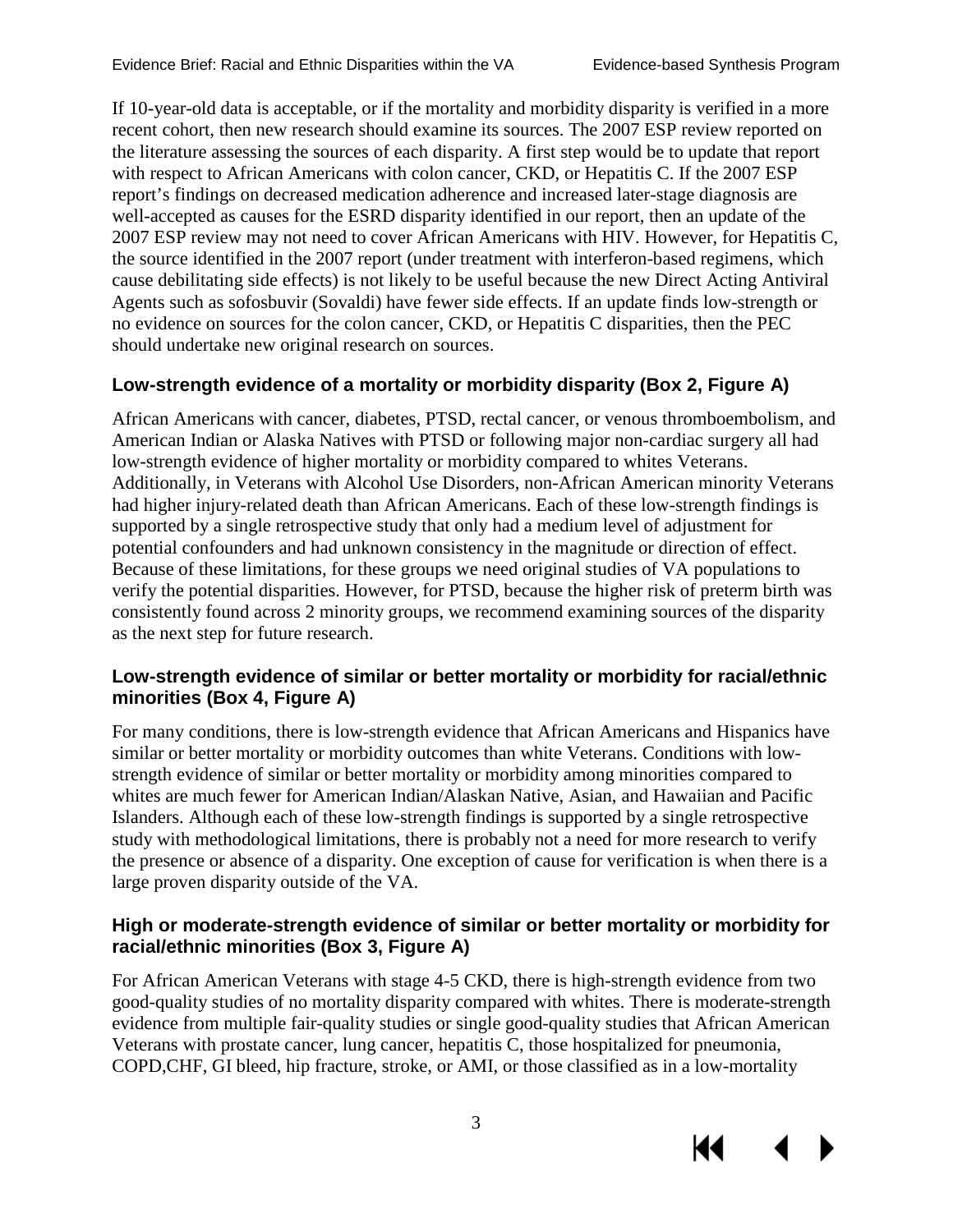If 10-year-old data is acceptable, or if the mortality and morbidity disparity is verified in a more recent cohort, then new research should examine its sources. The 2007 ESP review reported on the literature assessing the sources of each disparity. A first step would be to update that report with respect to African Americans with colon cancer, CKD, or Hepatitis C. If the 2007 ESP report's findings on decreased medication adherence and increased later-stage diagnosis are well-accepted as causes for the ESRD disparity identified in our report, then an update of the 2007 ESP review may not need to cover African Americans with HIV. However, for Hepatitis C, the source identified in the 2007 report (under treatment with interferon-based regimens, which cause debilitating side effects) is not likely to be useful because the new Direct Acting Antiviral Agents such as sofosbuvir (Sovaldi) have fewer side effects. If an update finds low-strength or no evidence on sources for the colon cancer, CKD, or Hepatitis C disparities, then the PEC should undertake new original research on sources.

### Low-strength evidence of a mortality or morbidity disparity (Box 2, Figure A)

African Americans with cancer, diabetes, PTSD, rectal cancer, or venous thromboembolism, and American Indian or Alaska Natives with PTSD or following major non-cardiac surgery all had low-strength evidence of higher mortality or morbidity compared to whites Veterans. Additionally, in Veterans with Alcohol Use Disorders, non-African American minority Veterans had higher injury-related death than African Americans. Each of these low-strength findings is supported by a single retrospective study that only had a medium level of adjustment for potential confounders and had unknown consistency in the magnitude or direction of effect. Because of these limitations, for these groups we need original studies of VA populations to verify the potential disparities. However, for PTSD, because the higher risk of preterm birth was consistently found across 2 minority groups, we recommend examining sources of the disparity as the next step for future research.

### Low-strength evidence of similar or better mortality or morbidity for racial/ethnic minorities (Box 4, Figure A)

For many conditions, there is low-strength evidence that African Americans and Hispanics have similar or better mortality or morbidity outcomes than white Veterans. Conditions with low-strength evidence of similar or better mortality or morbidity among minorities compared to whites are much fewer for American Indian/Alaskan Native, Asian, and Hawaiian and Pacific Islanders. Although each of these low-strength findings is supported by a single retrospective study with methodological limitations, there is probably not a need for more research to verify the presence or absence of a disparity. One exception of cause for verification is when there is a large proven disparity outside of the VA.

### High or moderate-strength evidence of similar or better mortality or morbidity for racial/ethnic minorities (Box 3, Figure A)

For African American Veterans with stage 4-5 CKD, there is high-strength evidence from two good-quality studies of no mortality disparity compared with whites. There is moderate-strength evidence from multiple fair-quality studies or single good-quality studies that African American Veterans with prostate cancer, lung cancer, hepatitis C, those hospitalized for pneumonia, COPD,CHF, GI bleed, hip fracture, stroke, or AMI, or those classified as in a low-mortality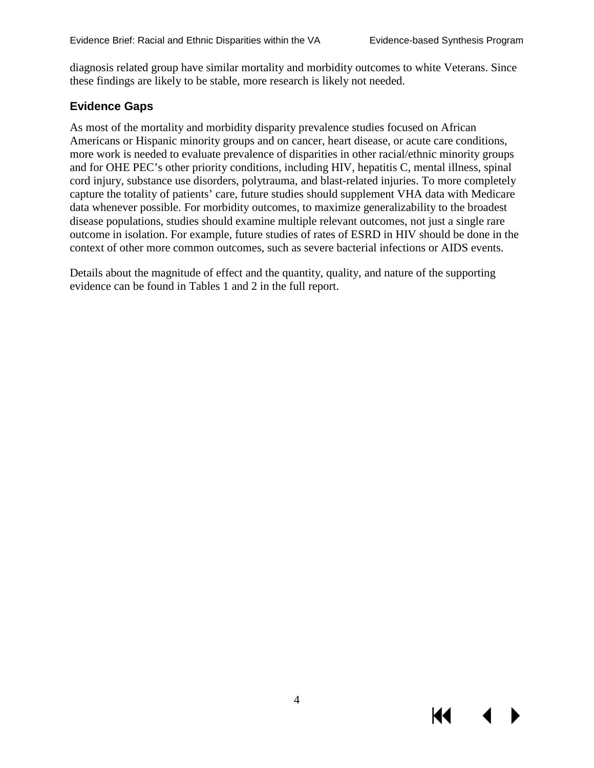diagnosis related group have similar mortality and morbidity outcomes to white Veterans. Since these findings are likely to be stable, more research is likely not needed.

## Evidence Gaps

As most of the mortality and morbidity disparity prevalence studies focused on African Americans or Hispanic minority groups and on cancer, heart disease, or acute care conditions, more work is needed to evaluate prevalence of disparities in other racial/ethnic minority groups and for OHE PEC's other priority conditions, including HIV, hepatitis C, mental illness, spinal cord injury, substance use disorders, polytrauma, and blast-related injuries. To more completely capture the totality of patients' care, future studies should supplement VHA data with Medicare data whenever possible. For morbidity outcomes, to maximize generalizability to the broadest disease populations, studies should examine multiple relevant outcomes, not just a single rare outcome in isolation. For example, future studies of rates of ESRD in HIV should be done in the context of other more common outcomes, such as severe bacterial infections or AIDS events.

Details about the magnitude of effect and the quantity, quality, and nature of the supporting evidence can be found in Tables 1 and 2 in the full report.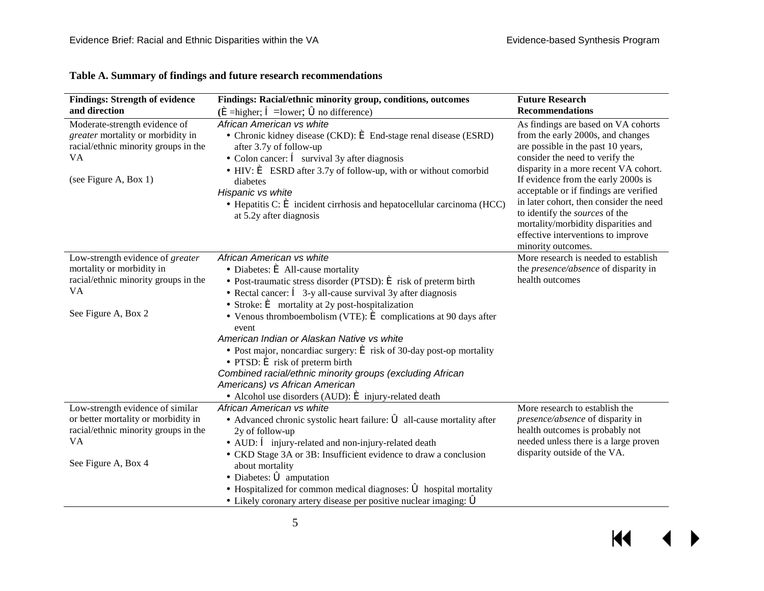**Table A. Summary of findings and future research recommendations**

| Findings: Strength of evidence and direction | Findings: Racial/ethnic minority group, conditions, outcomes (È =higher; Í =lower; Û no difference) | Future Research Recommendations |
|---|---|---|
| Moderate-strength evidence of *greater* mortality or morbidity in racial/ethnic minority groups in the VA<br><br>(see Figure A, Box 1) | *African American vs white*<br>• Chronic kidney disease (CKD): È End-stage renal disease (ESRD) after 3.7y of follow-up<br>• Colon cancer: Í survival 3y after diagnosis<br>• HIV: È ESRD after 3.7y of follow-up, with or without comorbid diabetes<br>*Hispanic vs white*<br>• Hepatitis C: È incident cirrhosis and hepatocellular carcinoma (HCC) at 5.2y after diagnosis | As findings are based on VA cohorts from the early 2000s, and changes are possible in the past 10 years, consider the need to verify the disparity in a more recent VA cohort. If evidence from the early 2000s is acceptable or if findings are verified in later cohort, then consider the need to identify the *sources* of the mortality/morbidity disparities and effective interventions to improve minority outcomes. |
| Low-strength evidence of *greater* mortality or morbidity in racial/ethnic minority groups in the VA<br><br>See Figure A, Box 2 | *African American vs white*<br>• Diabetes: È All-cause mortality<br>• Post-traumatic stress disorder (PTSD): È risk of preterm birth<br>• Rectal cancer: Í 3-y all-cause survival 3y after diagnosis<br>• Stroke: È mortality at 2y post-hospitalization<br>• Venous thromboembolism (VTE): È complications at 90 days after event<br>*American Indian or Alaskan Native vs white*<br>• Post major, noncardiac surgery: È risk of 30-day post-op mortality<br>• PTSD: È risk of preterm birth<br>*Combined racial/ethnic minority groups (excluding African Americans) vs African American*<br>• Alcohol use disorders (AUD): È injury-related death | More research is needed to establish the *presence/absence* of disparity in health outcomes |
| Low-strength evidence of similar or better mortality or morbidity in racial/ethnic minority groups in the VA<br><br>See Figure A, Box 4 | *African American vs white*<br>• Advanced chronic systolic heart failure: Û all-cause mortality after 2y of follow-up<br>• AUD: Í injury-related and non-injury-related death<br>• CKD Stage 3A or 3B: Insufficient evidence to draw a conclusion about mortality<br>• Diabetes: Û amputation<br>• Hospitalized for common medical diagnoses: Û hospital mortality<br>• Likely coronary artery disease per positive nuclear imaging: Û | More research to establish the *presence/absence* of disparity in health outcomes is probably not needed unless there is a large proven disparity outside of the VA. |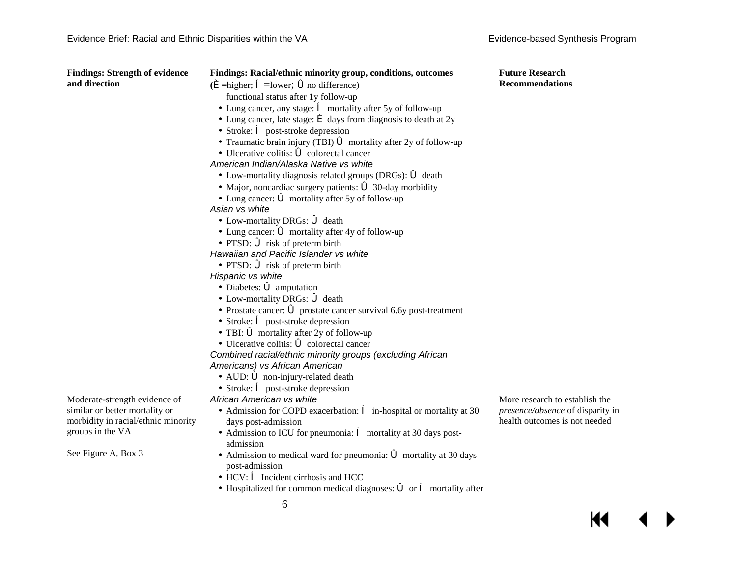| Findings: Strength of evidence and direction | Findings: Racial/ethnic minority group, conditions, outcomes (È =higher; Í =lower; Û no difference) | Future Research Recommendations |
|---|---|---|
| | functional status after 1y follow-up<br>• Lung cancer, any stage: Í mortality after 5y of follow-up<br>• Lung cancer, late stage: È days from diagnosis to death at 2y<br>• Stroke: Í post-stroke depression<br>• Traumatic brain injury (TBI) Û mortality after 2y of follow-up<br>• Ulcerative colitis: Û colorectal cancer<br>*American Indian/Alaska Native vs white*<br>• Low-mortality diagnosis related groups (DRGs): Û death<br>• Major, noncardiac surgery patients: Û 30-day morbidity<br>• Lung cancer: Û mortality after 5y of follow-up<br>*Asian vs white*<br>• Low-mortality DRGs: Û death<br>• Lung cancer: Û mortality after 4y of follow-up<br>• PTSD: Û risk of preterm birth<br>*Hawaiian and Pacific Islander vs white*<br>• PTSD: Û risk of preterm birth<br>*Hispanic vs white*<br>• Diabetes: Û amputation<br>• Low-mortality DRGs: Û death<br>• Prostate cancer: Û prostate cancer survival 6.6y post-treatment<br>• Stroke: Í post-stroke depression<br>• TBI: Û mortality after 2y of follow-up<br>• Ulcerative colitis: Û colorectal cancer<br>*Combined racial/ethnic minority groups (excluding African Americans) vs African American*<br>• AUD: Û non-injury-related death<br>• Stroke: Í post-stroke depression | |
| Moderate-strength evidence of similar or better mortality or morbidity in racial/ethnic minority groups in the VA<br><br>See Figure A, Box 3 | *African American vs white*<br>• Admission for COPD exacerbation: Í in-hospital or mortality at 30 days post-admission<br>• Admission to ICU for pneumonia: Í mortality at 30 days post-admission<br>• Admission to medical ward for pneumonia: Û mortality at 30 days post-admission<br>• HCV: Í Incident cirrhosis and HCC<br>• Hospitalized for common medical diagnoses: Û or Í mortality after | More research to establish the *presence/absence* of disparity in health outcomes is not needed |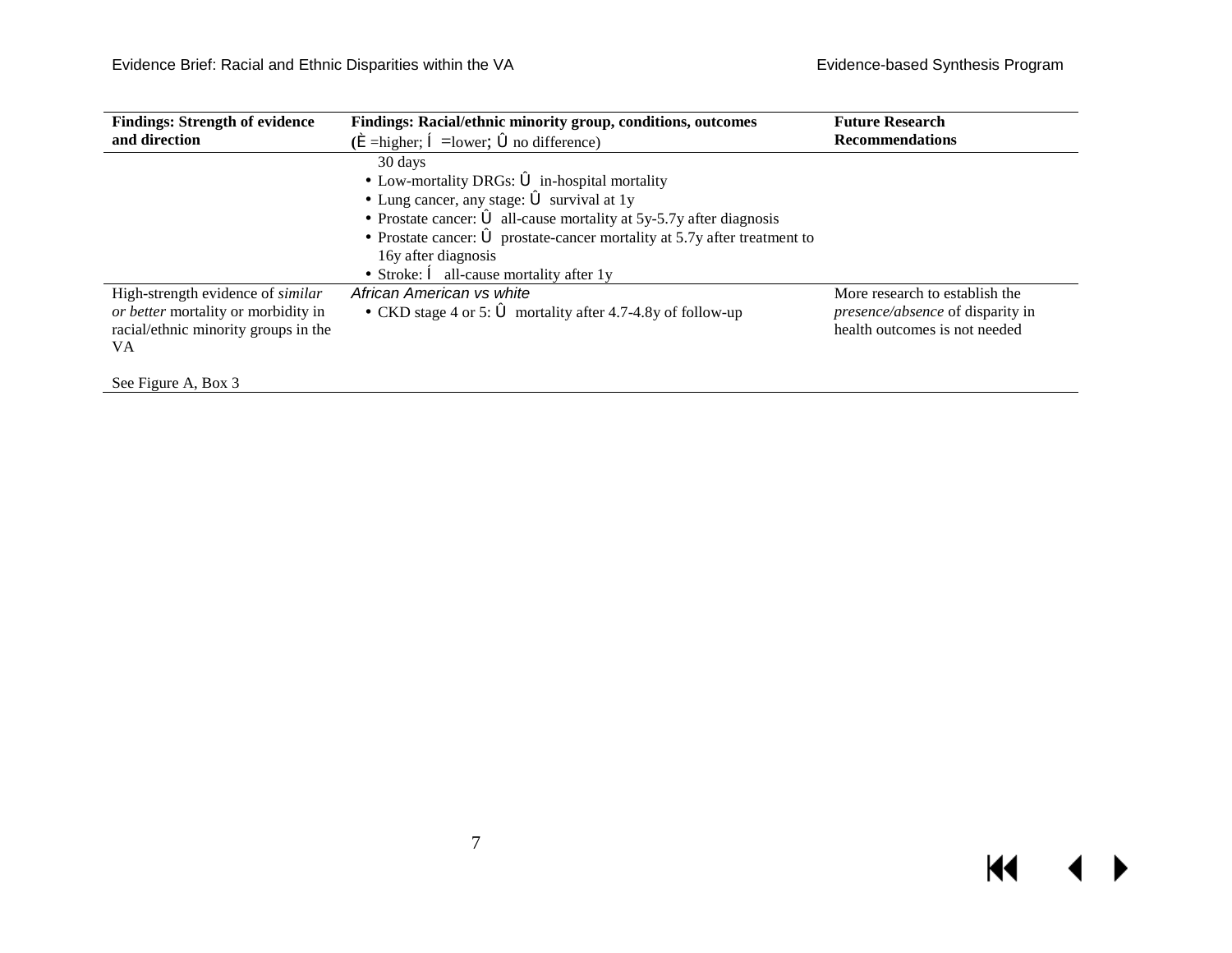| Findings: Strength of evidence and direction | Findings: Racial/ethnic minority group, conditions, outcomes (È =higher; Í =lower; Û no difference) | Future Research Recommendations |
|---|---|---|
| | 30 days<br>• Low-mortality DRGs: Û in-hospital mortality<br>• Lung cancer, any stage: Û survival at 1y<br>• Prostate cancer: Û all-cause mortality at 5y-5.7y after diagnosis<br>• Prostate cancer: Û prostate-cancer mortality at 5.7y after treatment to 16y after diagnosis<br>• Stroke: Í all-cause mortality after 1y | |
| High-strength evidence of *similar or better* mortality or morbidity in racial/ethnic minority groups in the VA<br><br>See Figure A, Box 3 | *African American vs white*<br>• CKD stage 4 or 5: Û mortality after 4.7-4.8y of follow-up | More research to establish the *presence/absence* of disparity in health outcomes is not needed |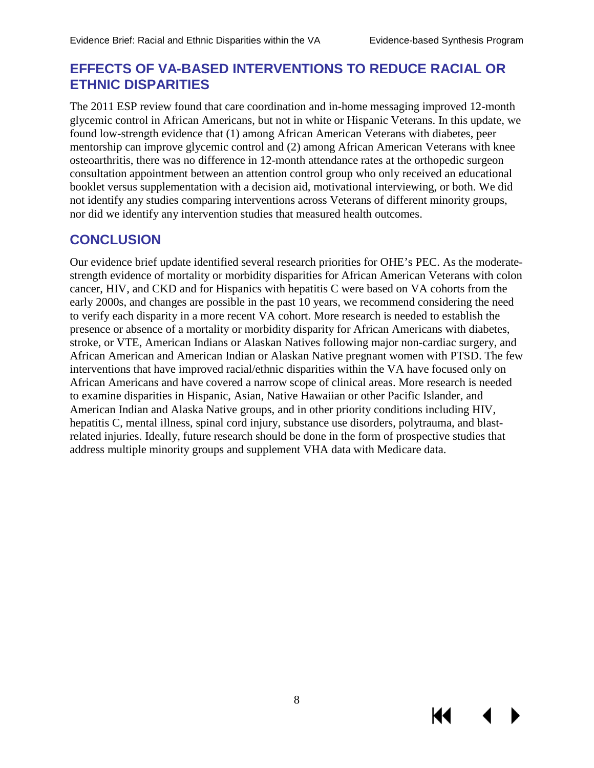## EFFECTS OF VA-BASED INTERVENTIONS TO REDUCE RACIAL OR ETHNIC DISPARITIES

The 2011 ESP review found that care coordination and in-home messaging improved 12-month glycemic control in African Americans, but not in white or Hispanic Veterans. In this update, we found low-strength evidence that (1) among African American Veterans with diabetes, peer mentorship can improve glycemic control and (2) among African American Veterans with knee osteoarthritis, there was no difference in 12-month attendance rates at the orthopedic surgeon consultation appointment between an attention control group who only received an educational booklet versus supplementation with a decision aid, motivational interviewing, or both. We did not identify any studies comparing interventions across Veterans of different minority groups, nor did we identify any intervention studies that measured health outcomes.

## CONCLUSION

Our evidence brief update identified several research priorities for OHE's PEC. As the moderate-strength evidence of mortality or morbidity disparities for African American Veterans with colon cancer, HIV, and CKD and for Hispanics with hepatitis C were based on VA cohorts from the early 2000s, and changes are possible in the past 10 years, we recommend considering the need to verify each disparity in a more recent VA cohort. More research is needed to establish the presence or absence of a mortality or morbidity disparity for African Americans with diabetes, stroke, or VTE, American Indians or Alaskan Natives following major non-cardiac surgery, and African American and American Indian or Alaskan Native pregnant women with PTSD. The few interventions that have improved racial/ethnic disparities within the VA have focused only on African Americans and have covered a narrow scope of clinical areas. More research is needed to examine disparities in Hispanic, Asian, Native Hawaiian or other Pacific Islander, and American Indian and Alaska Native groups, and in other priority conditions including HIV, hepatitis C, mental illness, spinal cord injury, substance use disorders, polytrauma, and blast-related injuries. Ideally, future research should be done in the form of prospective studies that address multiple minority groups and supplement VHA data with Medicare data.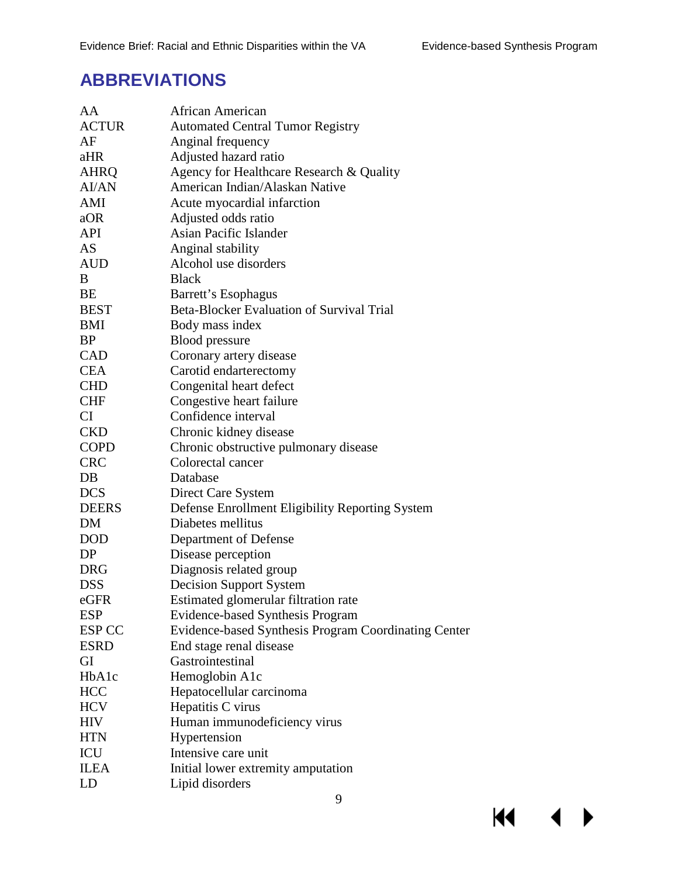## ABBREVIATIONS

| | |
|---|---|
| AA | African American |
| ACTUR | Automated Central Tumor Registry |
| AF | Anginal frequency |
| aHR | Adjusted hazard ratio |
| AHRQ | Agency for Healthcare Research & Quality |
| AI/AN | American Indian/Alaskan Native |
| AMI | Acute myocardial infarction |
| aOR | Adjusted odds ratio |
| API | Asian Pacific Islander |
| AS | Anginal stability |
| AUD | Alcohol use disorders |
| B | Black |
| BE | Barrett's Esophagus |
| BEST | Beta-Blocker Evaluation of Survival Trial |
| BMI | Body mass index |
| BP | Blood pressure |
| CAD | Coronary artery disease |
| CEA | Carotid endarterectomy |
| CHD | Congenital heart defect |
| CHF | Congestive heart failure |
| CI | Confidence interval |
| CKD | Chronic kidney disease |
| COPD | Chronic obstructive pulmonary disease |
| CRC | Colorectal cancer |
| DB | Database |
| DCS | Direct Care System |
| DEERS | Defense Enrollment Eligibility Reporting System |
| DM | Diabetes mellitus |
| DOD | Department of Defense |
| DP | Disease perception |
| DRG | Diagnosis related group |
| DSS | Decision Support System |
| eGFR | Estimated glomerular filtration rate |
| ESP | Evidence-based Synthesis Program |
| ESP CC | Evidence-based Synthesis Program Coordinating Center |
| ESRD | End stage renal disease |
| GI | Gastrointestinal |
| HbA1c | Hemoglobin A1c |
| HCC | Hepatocellular carcinoma |
| HCV | Hepatitis C virus |
| HIV | Human immunodeficiency virus |
| HTN | Hypertension |
| ICU | Intensive care unit |
| ILEA | Initial lower extremity amputation |
| LD | Lipid disorders |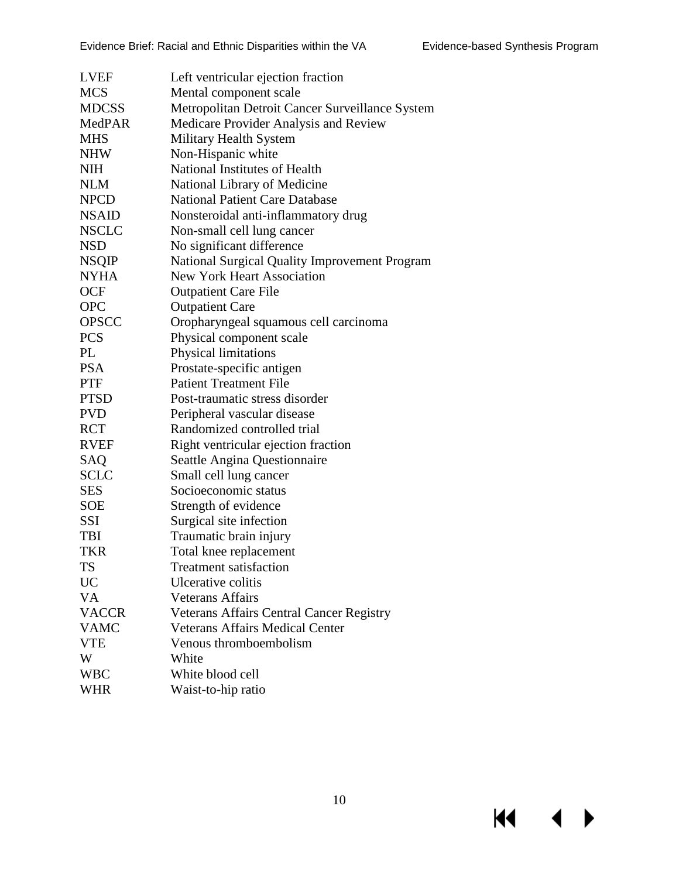| | |
|---|---|
| LVEF | Left ventricular ejection fraction |
| MCS | Mental component scale |
| MDCSS | Metropolitan Detroit Cancer Surveillance System |
| MedPAR | Medicare Provider Analysis and Review |
| MHS | Military Health System |
| NHW | Non-Hispanic white |
| NIH | National Institutes of Health |
| NLM | National Library of Medicine |
| NPCD | National Patient Care Database |
| NSAID | Nonsteroidal anti-inflammatory drug |
| NSCLC | Non-small cell lung cancer |
| NSD | No significant difference |
| NSQIP | National Surgical Quality Improvement Program |
| NYHA | New York Heart Association |
| OCF | Outpatient Care File |
| OPC | Outpatient Care |
| OPSCC | Oropharyngeal squamous cell carcinoma |
| PCS | Physical component scale |
| PL | Physical limitations |
| PSA | Prostate-specific antigen |
| PTF | Patient Treatment File |
| PTSD | Post-traumatic stress disorder |
| PVD | Peripheral vascular disease |
| RCT | Randomized controlled trial |
| RVEF | Right ventricular ejection fraction |
| SAQ | Seattle Angina Questionnaire |
| SCLC | Small cell lung cancer |
| SES | Socioeconomic status |
| SOE | Strength of evidence |
| SSI | Surgical site infection |
| TBI | Traumatic brain injury |
| TKR | Total knee replacement |
| TS | Treatment satisfaction |
| UC | Ulcerative colitis |
| VA | Veterans Affairs |
| VACCR | Veterans Affairs Central Cancer Registry |
| VAMC | Veterans Affairs Medical Center |
| VTE | Venous thromboembolism |
| W | White |
| WBC | White blood cell |
| WHR | Waist-to-hip ratio |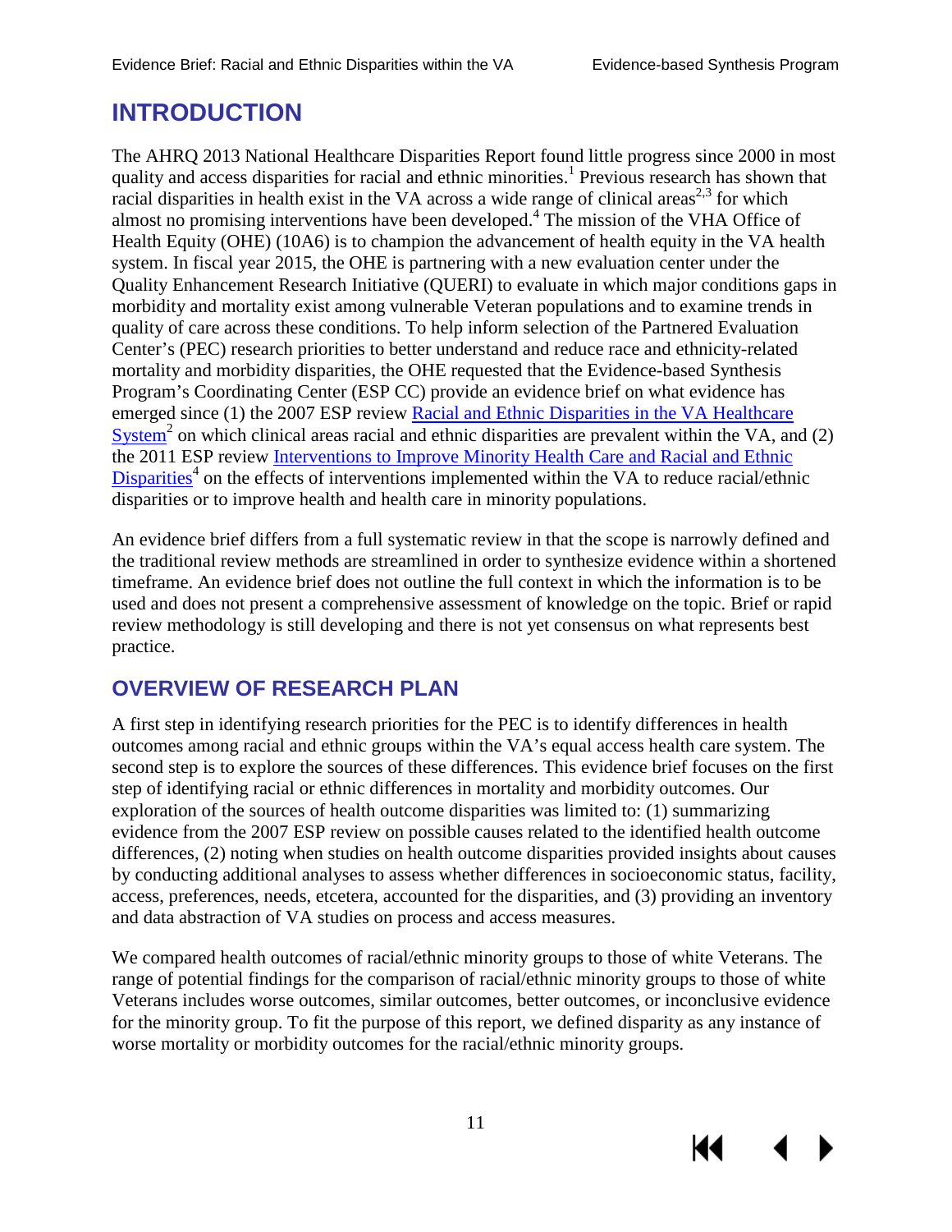# INTRODUCTION

The AHRQ 2013 National Healthcare Disparities Report found little progress since 2000 in most quality and access disparities for racial and ethnic minorities.[1] Previous research has shown that racial disparities in health exist in the VA across a wide range of clinical areas[2,3] for which almost no promising interventions have been developed.[4] The mission of the VHA Office of Health Equity (OHE) (10A6) is to champion the advancement of health equity in the VA health system. In fiscal year 2015, the OHE is partnering with a new evaluation center under the Quality Enhancement Research Initiative (QUERI) to evaluate in which major conditions gaps in morbidity and mortality exist among vulnerable Veteran populations and to examine trends in quality of care across these conditions. To help inform selection of the Partnered Evaluation Center's (PEC) research priorities to better understand and reduce race and ethnicity-related mortality and morbidity disparities, the OHE requested that the Evidence-based Synthesis Program's Coordinating Center (ESP CC) provide an evidence brief on what evidence has emerged since (1) the 2007 ESP review Racial and Ethnic Disparities in the VA Healthcare System[2] on which clinical areas racial and ethnic disparities are prevalent within the VA, and (2) the 2011 ESP review Interventions to Improve Minority Health Care and Racial and Ethnic Disparities[4] on the effects of interventions implemented within the VA to reduce racial/ethnic disparities or to improve health and health care in minority populations.

An evidence brief differs from a full systematic review in that the scope is narrowly defined and the traditional review methods are streamlined in order to synthesize evidence within a shortened timeframe. An evidence brief does not outline the full context in which the information is to be used and does not present a comprehensive assessment of knowledge on the topic. Brief or rapid review methodology is still developing and there is not yet consensus on what represents best practice.

## OVERVIEW OF RESEARCH PLAN

A first step in identifying research priorities for the PEC is to identify differences in health outcomes among racial and ethnic groups within the VA's equal access health care system. The second step is to explore the sources of these differences. This evidence brief focuses on the first step of identifying racial or ethnic differences in mortality and morbidity outcomes. Our exploration of the sources of health outcome disparities was limited to: (1) summarizing evidence from the 2007 ESP review on possible causes related to the identified health outcome differences, (2) noting when studies on health outcome disparities provided insights about causes by conducting additional analyses to assess whether differences in socioeconomic status, facility, access, preferences, needs, etcetera, accounted for the disparities, and (3) providing an inventory and data abstraction of VA studies on process and access measures.

We compared health outcomes of racial/ethnic minority groups to those of white Veterans. The range of potential findings for the comparison of racial/ethnic minority groups to those of white Veterans includes worse outcomes, similar outcomes, better outcomes, or inconclusive evidence for the minority group. To fit the purpose of this report, we defined disparity as any instance of worse mortality or morbidity outcomes for the racial/ethnic minority groups.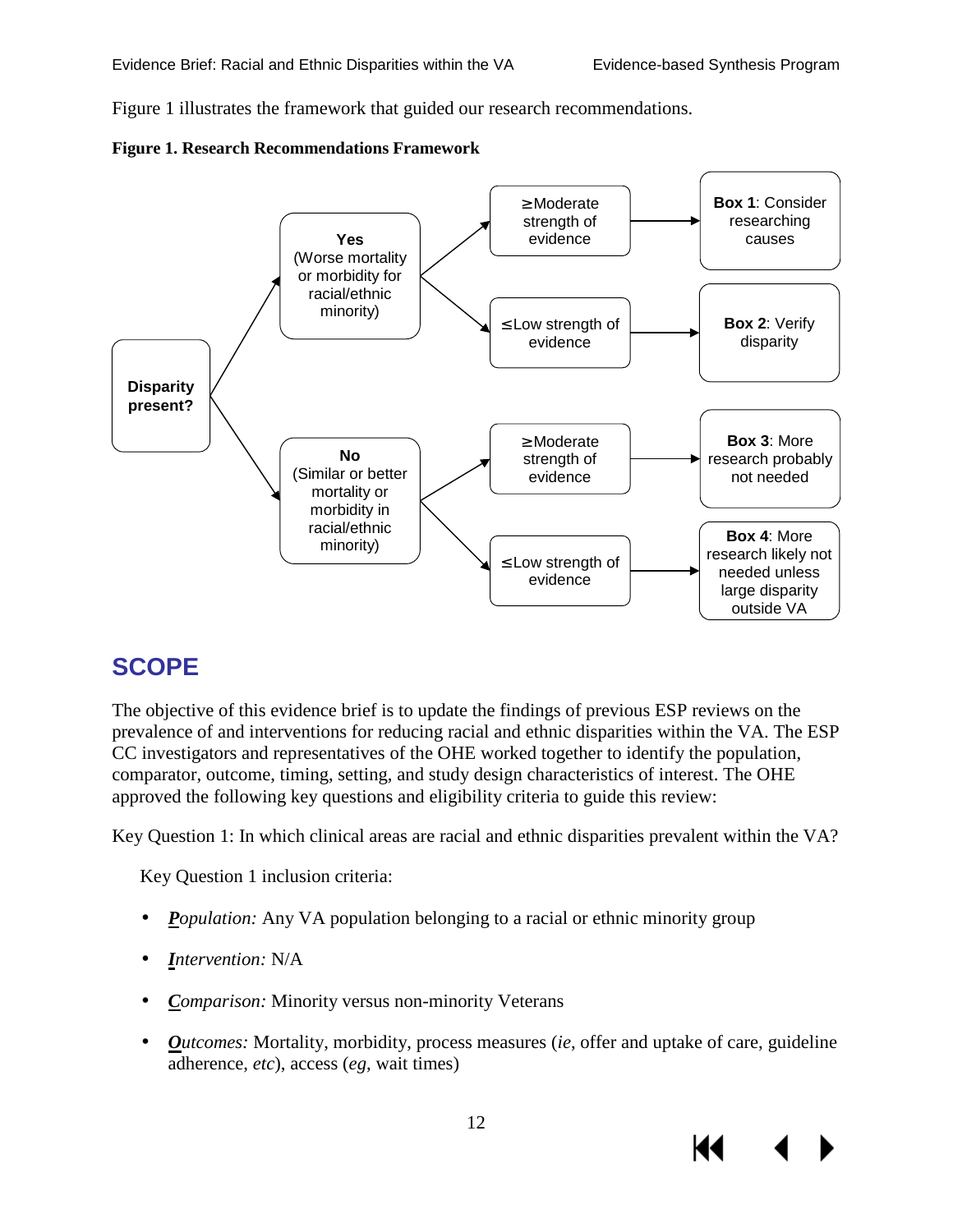Figure 1 illustrates the framework that guided our research recommendations.

**Figure 1. Research Recommendations Framework**

- **Disparity present?**
  - **Yes** (Worse mortality or morbidity for racial/ethnic minority)
    - ≥Moderate strength of evidence → **Box 1**: Consider researching causes
    - ≤Low strength of evidence → **Box 2**: Verify disparity
  - **No** (Similar or better mortality or morbidity in racial/ethnic minority)
    - ≥Moderate strength of evidence → **Box 3**: More research probably not needed
    - ≤Low strength of evidence → **Box 4**: More research likely not needed unless large disparity outside VA

## SCOPE

The objective of this evidence brief is to update the findings of previous ESP reviews on the prevalence of and interventions for reducing racial and ethnic disparities within the VA. The ESP CC investigators and representatives of the OHE worked together to identify the population, comparator, outcome, timing, setting, and study design characteristics of interest. The OHE approved the following key questions and eligibility criteria to guide this review:

Key Question 1: In which clinical areas are racial and ethnic disparities prevalent within the VA?

Key Question 1 inclusion criteria:

- ***P**opulation:* Any VA population belonging to a racial or ethnic minority group
- ***I**ntervention:* N/A
- ***C**omparison:* Minority versus non-minority Veterans
- ***O**utcomes:* Mortality, morbidity, process measures (*ie*, offer and uptake of care, guideline adherence, *etc*), access (*eg*, wait times)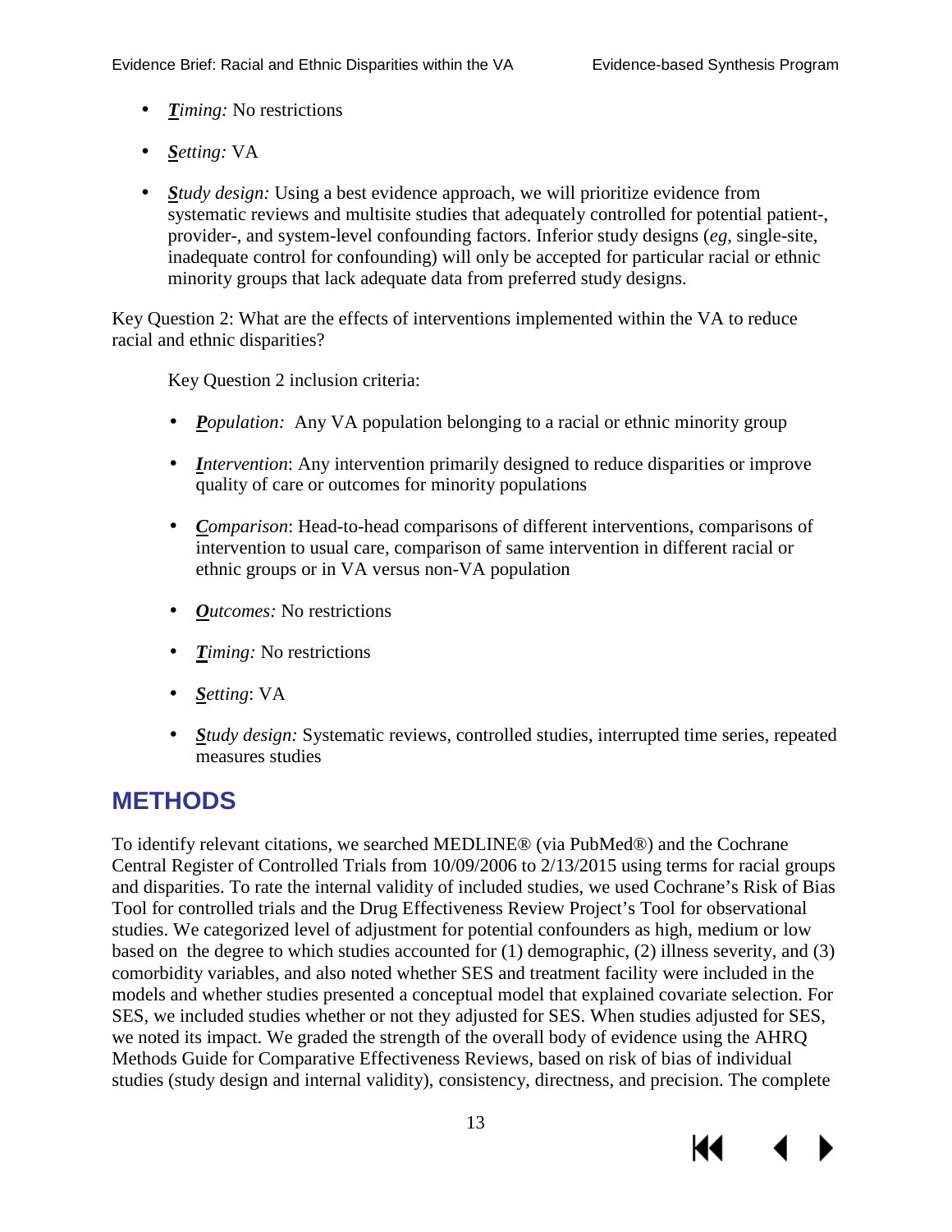- ***T**iming:* No restrictions
- ***S**etting:* VA
- ***S**tudy design:* Using a best evidence approach, we will prioritize evidence from systematic reviews and multisite studies that adequately controlled for potential patient-, provider-, and system-level confounding factors. Inferior study designs (*eg*, single-site, inadequate control for confounding) will only be accepted for particular racial or ethnic minority groups that lack adequate data from preferred study designs.

Key Question 2: What are the effects of interventions implemented within the VA to reduce racial and ethnic disparities?

Key Question 2 inclusion criteria:

- ***P**opulation:* Any VA population belonging to a racial or ethnic minority group
- ***I**ntervention*: Any intervention primarily designed to reduce disparities or improve quality of care or outcomes for minority populations
- ***C**omparison*: Head-to-head comparisons of different interventions, comparisons of intervention to usual care, comparison of same intervention in different racial or ethnic groups or in VA versus non-VA population
- ***O**utcomes:* No restrictions
- ***T**iming:* No restrictions
- ***S**etting*: VA
- ***S**tudy design:* Systematic reviews, controlled studies, interrupted time series, repeated measures studies

# METHODS

To identify relevant citations, we searched MEDLINE® (via PubMed®) and the Cochrane Central Register of Controlled Trials from 10/09/2006 to 2/13/2015 using terms for racial groups and disparities. To rate the internal validity of included studies, we used Cochrane's Risk of Bias Tool for controlled trials and the Drug Effectiveness Review Project's Tool for observational studies. We categorized level of adjustment for potential confounders as high, medium or low based on the degree to which studies accounted for (1) demographic, (2) illness severity, and (3) comorbidity variables, and also noted whether SES and treatment facility were included in the models and whether studies presented a conceptual model that explained covariate selection. For SES, we included studies whether or not they adjusted for SES. When studies adjusted for SES, we noted its impact. We graded the strength of the overall body of evidence using the AHRQ Methods Guide for Comparative Effectiveness Reviews, based on risk of bias of individual studies (study design and internal validity), consistency, directness, and precision. The complete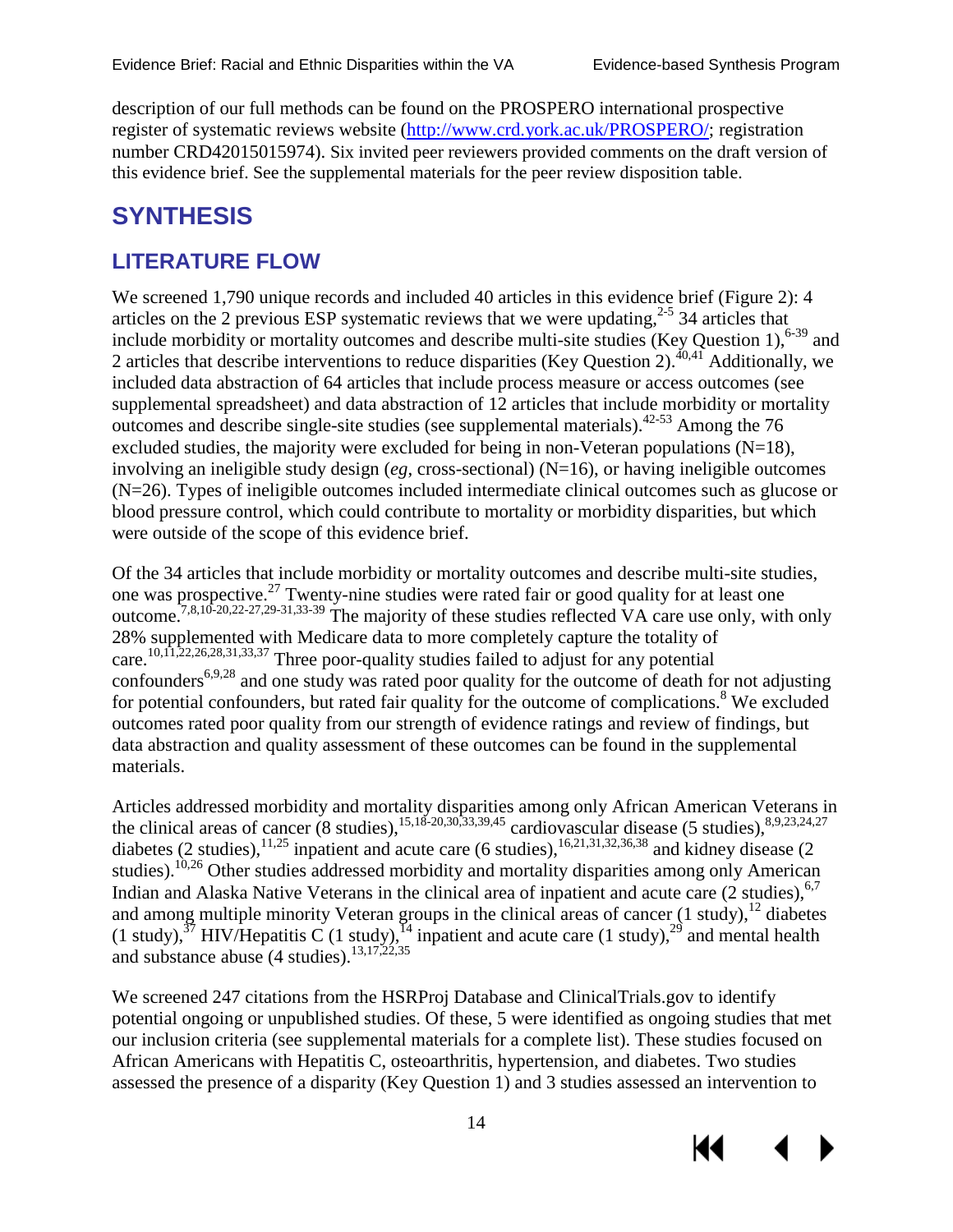description of our full methods can be found on the PROSPERO international prospective register of systematic reviews website (http://www.crd.york.ac.uk/PROSPERO/; registration number CRD42015015974). Six invited peer reviewers provided comments on the draft version of this evidence brief. See the supplemental materials for the peer review disposition table.

# SYNTHESIS

## LITERATURE FLOW

We screened 1,790 unique records and included 40 articles in this evidence brief (Figure 2): 4 articles on the 2 previous ESP systematic reviews that we were updating,[2-5] 34 articles that include morbidity or mortality outcomes and describe multi-site studies (Key Question 1),[6-39] and 2 articles that describe interventions to reduce disparities (Key Question 2).[40,41] Additionally, we included data abstraction of 64 articles that include process measure or access outcomes (see supplemental spreadsheet) and data abstraction of 12 articles that include morbidity or mortality outcomes and describe single-site studies (see supplemental materials).[42-53] Among the 76 excluded studies, the majority were excluded for being in non-Veteran populations (N=18), involving an ineligible study design (*eg*, cross-sectional) (N=16), or having ineligible outcomes (N=26). Types of ineligible outcomes included intermediate clinical outcomes such as glucose or blood pressure control, which could contribute to mortality or morbidity disparities, but which were outside of the scope of this evidence brief.

Of the 34 articles that include morbidity or mortality outcomes and describe multi-site studies, one was prospective.[27] Twenty-nine studies were rated fair or good quality for at least one outcome.[7,8,10-20,22-27,29-31,33-39] The majority of these studies reflected VA care use only, with only 28% supplemented with Medicare data to more completely capture the totality of care.[10,11,22,26,28,31,33,37] Three poor-quality studies failed to adjust for any potential confounders[6,9,28] and one study was rated poor quality for the outcome of death for not adjusting for potential confounders, but rated fair quality for the outcome of complications.[8] We excluded outcomes rated poor quality from our strength of evidence ratings and review of findings, but data abstraction and quality assessment of these outcomes can be found in the supplemental materials.

Articles addressed morbidity and mortality disparities among only African American Veterans in the clinical areas of cancer (8 studies),[15,18-20,30,33,39,45] cardiovascular disease (5 studies),[8,9,23,24,27] diabetes (2 studies),[11,25] inpatient and acute care (6 studies),[16,21,31,32,36,38] and kidney disease (2 studies).[10,26] Other studies addressed morbidity and mortality disparities among only American Indian and Alaska Native Veterans in the clinical area of inpatient and acute care (2 studies),[6,7] and among multiple minority Veteran groups in the clinical areas of cancer (1 study),[12] diabetes (1 study),[37] HIV/Hepatitis C (1 study),[14] inpatient and acute care (1 study),[29] and mental health and substance abuse (4 studies).[13,17,22,35]

We screened 247 citations from the HSRProj Database and ClinicalTrials.gov to identify potential ongoing or unpublished studies. Of these, 5 were identified as ongoing studies that met our inclusion criteria (see supplemental materials for a complete list). These studies focused on African Americans with Hepatitis C, osteoarthritis, hypertension, and diabetes. Two studies assessed the presence of a disparity (Key Question 1) and 3 studies assessed an intervention to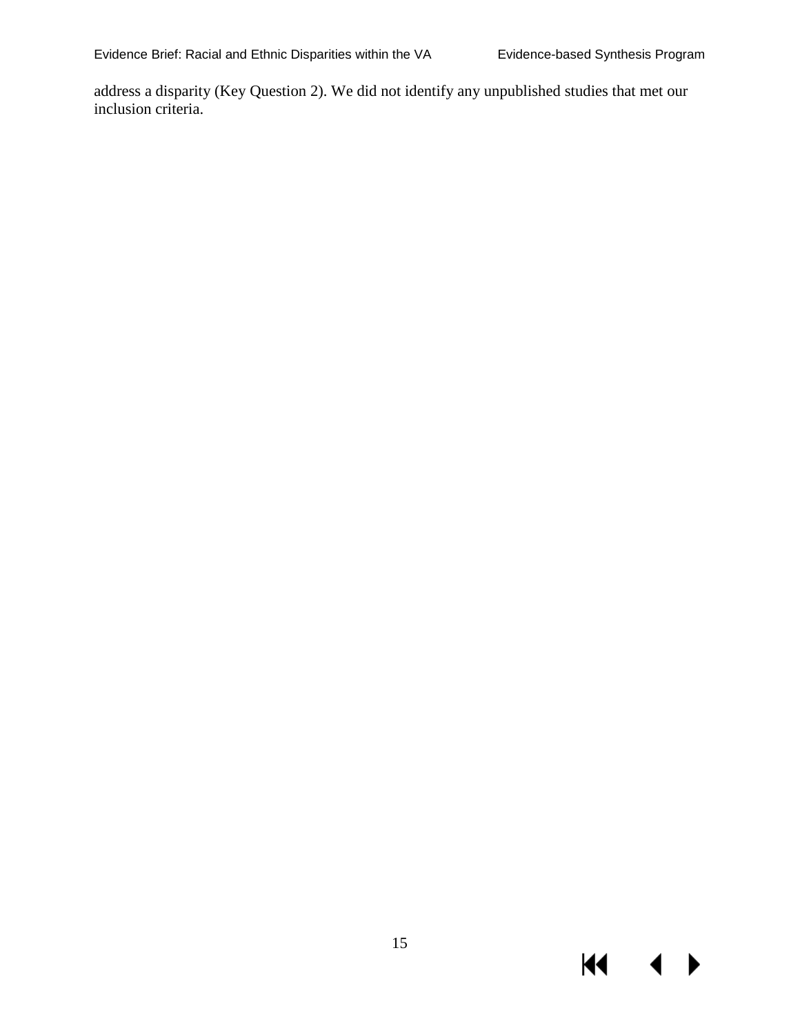address a disparity (Key Question 2). We did not identify any unpublished studies that met our inclusion criteria.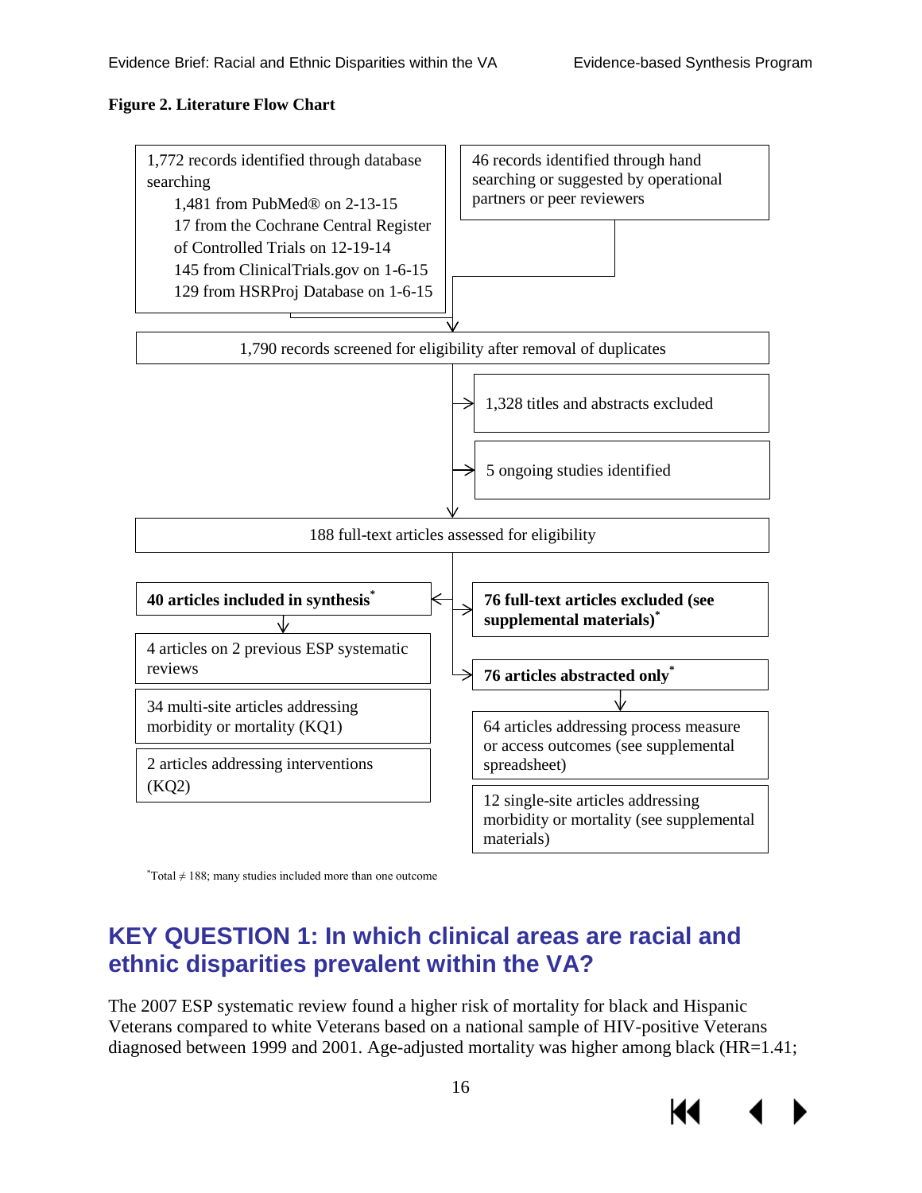**Figure 2. Literature Flow Chart**

1,772 records identified through database searching
- 1,481 from PubMed® on 2-13-15
- 17 from the Cochrane Central Register of Controlled Trials on 12-19-14
- 145 from ClinicalTrials.gov on 1-6-15
- 129 from HSRProj Database on 1-6-15

46 records identified through hand searching or suggested by operational partners or peer reviewers

↓

1,790 records screened for eligibility after removal of duplicates

→ 1,328 titles and abstracts excluded

→ 5 ongoing studies identified

↓

188 full-text articles assessed for eligibility

← **40 articles included in synthesis***

- 4 articles on 2 previous ESP systematic reviews
- 34 multi-site articles addressing morbidity or mortality (KQ1)
- 2 articles addressing interventions (KQ2)

→ **76 full-text articles excluded (see supplemental materials)***

→ **76 articles abstracted only***

- 64 articles addressing process measure or access outcomes (see supplemental spreadsheet)
- 12 single-site articles addressing morbidity or mortality (see supplemental materials)

*Total ≠ 188; many studies included more than one outcome

## KEY QUESTION 1: In which clinical areas are racial and ethnic disparities prevalent within the VA?

The 2007 ESP systematic review found a higher risk of mortality for black and Hispanic Veterans compared to white Veterans based on a national sample of HIV-positive Veterans diagnosed between 1999 and 2001. Age-adjusted mortality was higher among black (HR=1.41;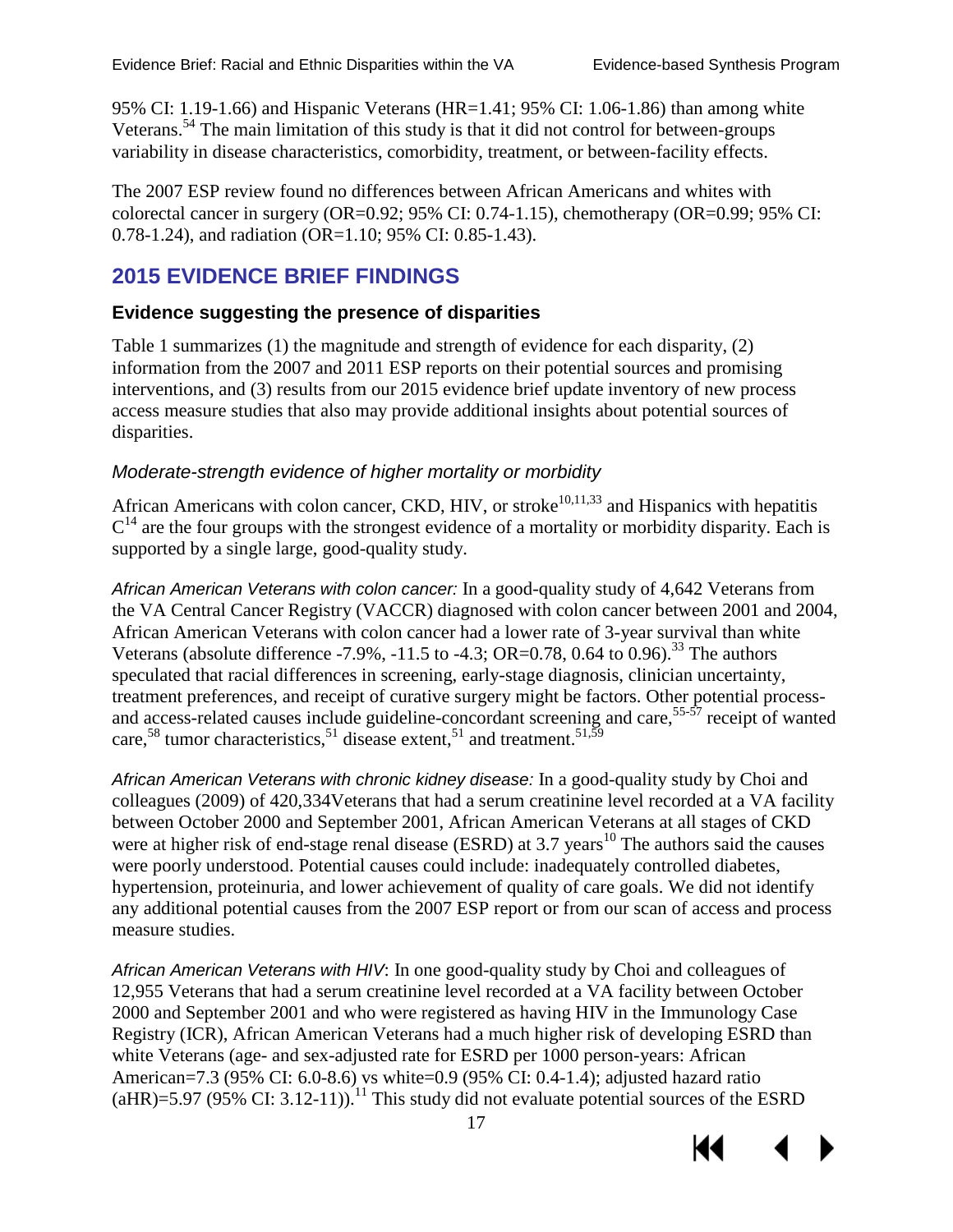95% CI: 1.19-1.66) and Hispanic Veterans (HR=1.41; 95% CI: 1.06-1.86) than among white Veterans.[54] The main limitation of this study is that it did not control for between-groups variability in disease characteristics, comorbidity, treatment, or between-facility effects.

The 2007 ESP review found no differences between African Americans and whites with colorectal cancer in surgery (OR=0.92; 95% CI: 0.74-1.15), chemotherapy (OR=0.99; 95% CI: 0.78-1.24), and radiation (OR=1.10; 95% CI: 0.85-1.43).

## 2015 EVIDENCE BRIEF FINDINGS

### Evidence suggesting the presence of disparities

Table 1 summarizes (1) the magnitude and strength of evidence for each disparity, (2) information from the 2007 and 2011 ESP reports on their potential sources and promising interventions, and (3) results from our 2015 evidence brief update inventory of new process access measure studies that also may provide additional insights about potential sources of disparities.

#### *Moderate-strength evidence of higher mortality or morbidity*

African Americans with colon cancer, CKD, HIV, or stroke[10,11,33] and Hispanics with hepatitis C[14] are the four groups with the strongest evidence of a mortality or morbidity disparity. Each is supported by a single large, good-quality study.

*African American Veterans with colon cancer:* In a good-quality study of 4,642 Veterans from the VA Central Cancer Registry (VACCR) diagnosed with colon cancer between 2001 and 2004, African American Veterans with colon cancer had a lower rate of 3-year survival than white Veterans (absolute difference -7.9%, -11.5 to -4.3; OR=0.78, 0.64 to 0.96).[33] The authors speculated that racial differences in screening, early-stage diagnosis, clinician uncertainty, treatment preferences, and receipt of curative surgery might be factors. Other potential process- and access-related causes include guideline-concordant screening and care,[55-57] receipt of wanted care,[58] tumor characteristics,[51] disease extent,[51] and treatment.[51,59]

*African American Veterans with chronic kidney disease:* In a good-quality study by Choi and colleagues (2009) of 420,334Veterans that had a serum creatinine level recorded at a VA facility between October 2000 and September 2001, African American Veterans at all stages of CKD were at higher risk of end-stage renal disease (ESRD) at 3.7 years[10] The authors said the causes were poorly understood. Potential causes could include: inadequately controlled diabetes, hypertension, proteinuria, and lower achievement of quality of care goals. We did not identify any additional potential causes from the 2007 ESP report or from our scan of access and process measure studies.

*African American Veterans with HIV*: In one good-quality study by Choi and colleagues of 12,955 Veterans that had a serum creatinine level recorded at a VA facility between October 2000 and September 2001 and who were registered as having HIV in the Immunology Case Registry (ICR), African American Veterans had a much higher risk of developing ESRD than white Veterans (age- and sex-adjusted rate for ESRD per 1000 person-years: African American=7.3 (95% CI: 6.0-8.6) vs white=0.9 (95% CI: 0.4-1.4); adjusted hazard ratio (aHR)=5.97 (95% CI: 3.12-11)).[11] This study did not evaluate potential sources of the ESRD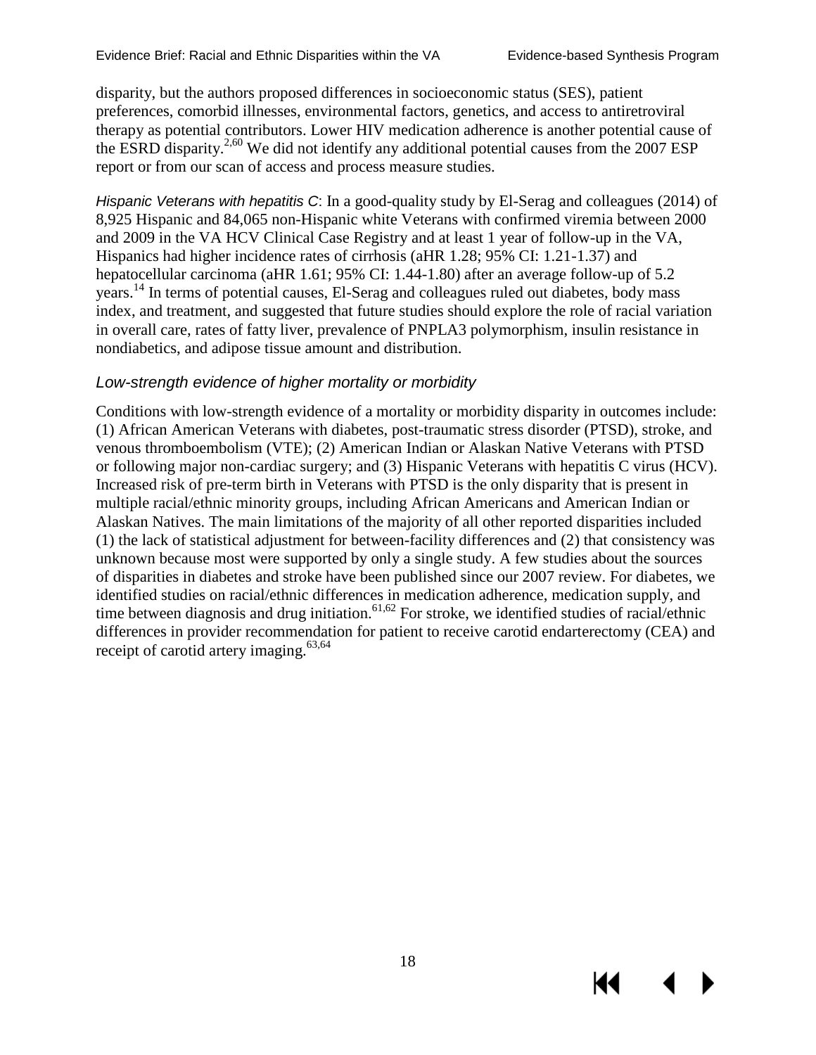disparity, but the authors proposed differences in socioeconomic status (SES), patient preferences, comorbid illnesses, environmental factors, genetics, and access to antiretroviral therapy as potential contributors. Lower HIV medication adherence is another potential cause of the ESRD disparity.[2,60] We did not identify any additional potential causes from the 2007 ESP report or from our scan of access and process measure studies.

*Hispanic Veterans with hepatitis C*: In a good-quality study by El-Serag and colleagues (2014) of 8,925 Hispanic and 84,065 non-Hispanic white Veterans with confirmed viremia between 2000 and 2009 in the VA HCV Clinical Case Registry and at least 1 year of follow-up in the VA, Hispanics had higher incidence rates of cirrhosis (aHR 1.28; 95% CI: 1.21-1.37) and hepatocellular carcinoma (aHR 1.61; 95% CI: 1.44-1.80) after an average follow-up of 5.2 years.[14] In terms of potential causes, El-Serag and colleagues ruled out diabetes, body mass index, and treatment, and suggested that future studies should explore the role of racial variation in overall care, rates of fatty liver, prevalence of PNPLA3 polymorphism, insulin resistance in nondiabetics, and adipose tissue amount and distribution.

### *Low-strength evidence of higher mortality or morbidity*

Conditions with low-strength evidence of a mortality or morbidity disparity in outcomes include: (1) African American Veterans with diabetes, post-traumatic stress disorder (PTSD), stroke, and venous thromboembolism (VTE); (2) American Indian or Alaskan Native Veterans with PTSD or following major non-cardiac surgery; and (3) Hispanic Veterans with hepatitis C virus (HCV). Increased risk of pre-term birth in Veterans with PTSD is the only disparity that is present in multiple racial/ethnic minority groups, including African Americans and American Indian or Alaskan Natives. The main limitations of the majority of all other reported disparities included (1) the lack of statistical adjustment for between-facility differences and (2) that consistency was unknown because most were supported by only a single study. A few studies about the sources of disparities in diabetes and stroke have been published since our 2007 review. For diabetes, we identified studies on racial/ethnic differences in medication adherence, medication supply, and time between diagnosis and drug initiation.[61,62] For stroke, we identified studies of racial/ethnic differences in provider recommendation for patient to receive carotid endarterectomy (CEA) and receipt of carotid artery imaging.[63,64]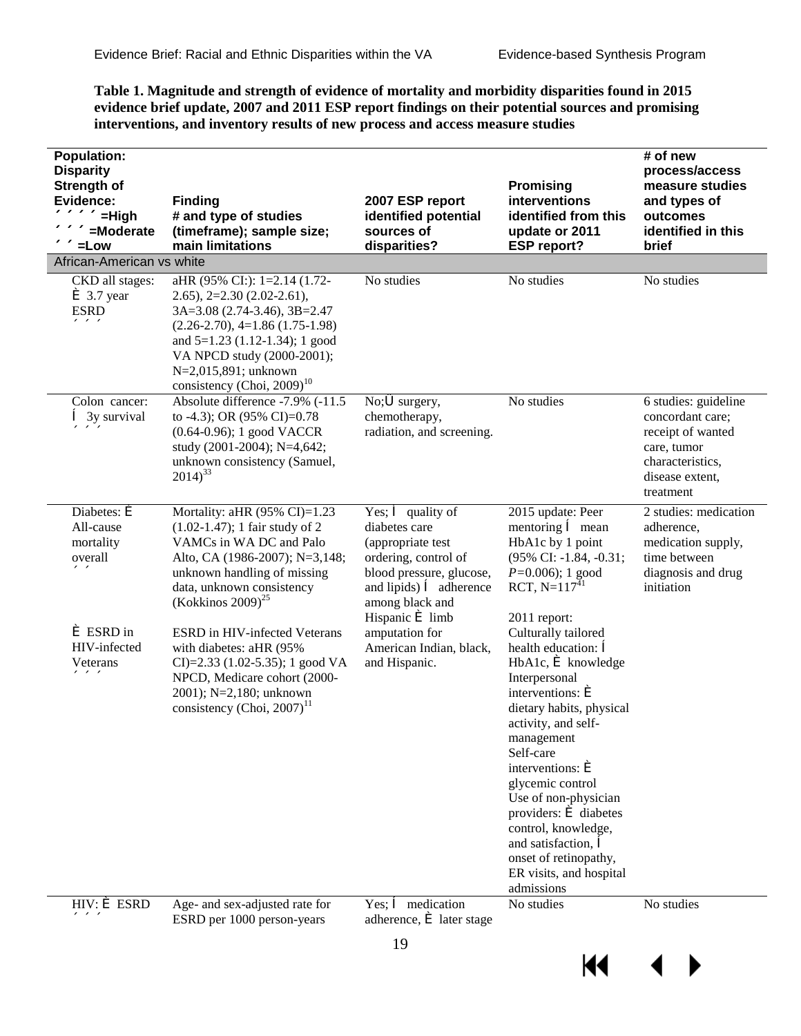**Table 1. Magnitude and strength of evidence of mortality and morbidity disparities found in 2015 evidence brief update, 2007 and 2011 ESP report findings on their potential sources and promising interventions, and inventory results of new process and access measure studies**

| Population: Disparity Strength of Evidence: ´ ´ ´ ´ =High ´ ´ ´ =Moderate ´ ´ =Low | Finding # and type of studies (timeframe); sample size; main limitations | 2007 ESP report identified potential sources of disparities? | Promising interventions identified from this update or 2011 ESP report? | # of new process/access measure studies and types of outcomes identified in this brief |
|---|---|---|---|---|
| **African-American vs white** | | | | |
| CKD all stages: È 3.7 year ESRD ´ ´ ´ | aHR (95% CI:): 1=2.14 (1.72-2.65), 2=2.30 (2.02-2.61), 3A=3.08 (2.74-3.46), 3B=2.47 (2.26-2.70), 4=1.86 (1.75-1.98) and 5=1.23 (1.12-1.34); 1 good VA NPCD study (2000-2001); N=2,015,891; unknown consistency (Choi, 2009)[10] | No studies | No studies | No studies |
| Colon cancer: Í 3y survival ´ ´ ´ | Absolute difference -7.9% (-11.5 to -4.3); OR (95% CI)=0.78 (0.64-0.96); 1 good VACCR study (2001-2004); N=4,642; unknown consistency (Samuel, 2014)[33] | No;Ü surgery, chemotherapy, radiation, and screening. | No studies | 6 studies: guideline concordant care; receipt of wanted care, tumor characteristics, disease extent, treatment |
| Diabetes: È All-cause mortality overall ´ ´<br><br>È ESRD in HIV-infected Veterans ´ ´ ´ | Mortality: aHR (95% CI)=1.23 (1.02-1.47); 1 fair study of 2 VAMCs in WA DC and Palo Alto, CA (1986-2007); N=3,148; unknown handling of missing data, unknown consistency (Kokkinos 2009)[25]<br><br>ESRD in HIV-infected Veterans with diabetes: aHR (95% CI)=2.33 (1.02-5.35); 1 good VA NPCD, Medicare cohort (2000-2001); N=2,180; unknown consistency (Choi, 2007)[11] | Yes; Í quality of diabetes care (appropriate test ordering, control of blood pressure, glucose, and lipids) Í adherence among black and Hispanic È limb amputation for American Indian, black, and Hispanic. | 2015 update: Peer mentoring Í mean HbA1c by 1 point (95% CI: -1.84, -0.31; $P$=0.006); 1 good RCT, N=117[41]<br><br>2011 report: Culturally tailored health education: Í HbA1c, È knowledge Interpersonal interventions: È dietary habits, physical activity, and self-management Self-care interventions: È glycemic control Use of non-physician providers: È diabetes control, knowledge, and satisfaction, Í onset of retinopathy, ER visits, and hospital admissions | 2 studies: medication adherence, medication supply, time between diagnosis and drug initiation |
| HIV: È ESRD ´ ´ ´ | Age- and sex-adjusted rate for ESRD per 1000 person-years | Yes; Í medication adherence, È later stage | No studies | No studies |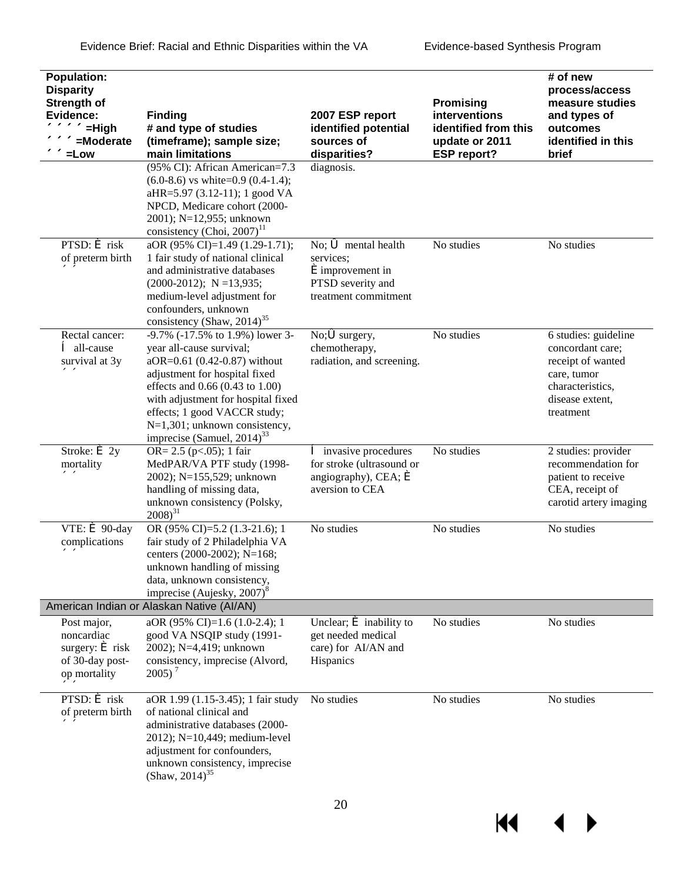| Population: Disparity Strength of Evidence: ´ ´ ´ ´ =High ´ ´ ´ =Moderate ´ ´ =Low | Finding # and type of studies (timeframe); sample size; main limitations | 2007 ESP report identified potential sources of disparities? | Promising interventions identified from this update or 2011 ESP report? | # of new process/access measure studies and types of outcomes identified in this brief |
|---|---|---|---|---|
| | (95% CI): African American=7.3 (6.0-8.6) vs white=0.9 (0.4-1.4); aHR=5.97 (3.12-11); 1 good VA NPCD, Medicare cohort (2000-2001); N=12,955; unknown consistency (Choi, 2007)[11] | diagnosis. | | |
| PTSD: È risk of preterm birth ´ ´ | aOR (95% CI)=1.49 (1.29-1.71); 1 fair study of national clinical and administrative databases (2000-2012); N =13,935; medium-level adjustment for confounders, unknown consistency (Shaw, 2014)[35] | No; Û mental health services; È improvement in PTSD severity and treatment commitment | No studies | No studies |
| Rectal cancer: Í all-cause survival at 3y ´ ´ | -9.7% (-17.5% to 1.9%) lower 3-year all-cause survival; aOR=0.61 (0.42-0.87) without adjustment for hospital fixed effects and 0.66 (0.43 to 1.00) with adjustment for hospital fixed effects; 1 good VACCR study; N=1,301; unknown consistency, imprecise (Samuel, 2014)[33] | No;Û surgery, chemotherapy, radiation, and screening. | No studies | 6 studies: guideline concordant care; receipt of wanted care, tumor characteristics, disease extent, treatment |
| Stroke: È 2y mortality ´ ´ | OR= 2.5 ($p<.05$); 1 fair MedPAR/VA PTF study (1998-2002); N=155,529; unknown handling of missing data, unknown consistency (Polsky, 2008)[31] | Í invasive procedures for stroke (ultrasound or angiography), CEA; È aversion to CEA | No studies | 2 studies: provider recommendation for patient to receive CEA, receipt of carotid artery imaging |
| VTE: È 90-day complications ´ ´ | OR (95% CI)=5.2 (1.3-21.6); 1 fair study of 2 Philadelphia VA centers (2000-2002); N=168; unknown handling of missing data, unknown consistency, imprecise (Aujesky, 2007)[8] | No studies | No studies | No studies |
| **American Indian or Alaskan Native (AI/AN)** | | | | |
| Post major, noncardiac surgery: È risk of 30-day post-op mortality ´ ´ | aOR (95% CI)=1.6 (1.0-2.4); 1 good VA NSQIP study (1991-2002); N=4,419; unknown consistency, imprecise (Alvord, 2005)[7] | Unclear; È inability to get needed medical care) for AI/AN and Hispanics | No studies | No studies |
| PTSD: È risk of preterm birth ´ ´ | aOR 1.99 (1.15-3.45); 1 fair study of national clinical and administrative databases (2000-2012); N=10,449; medium-level adjustment for confounders, unknown consistency, imprecise (Shaw, 2014)[35] | No studies | No studies | No studies |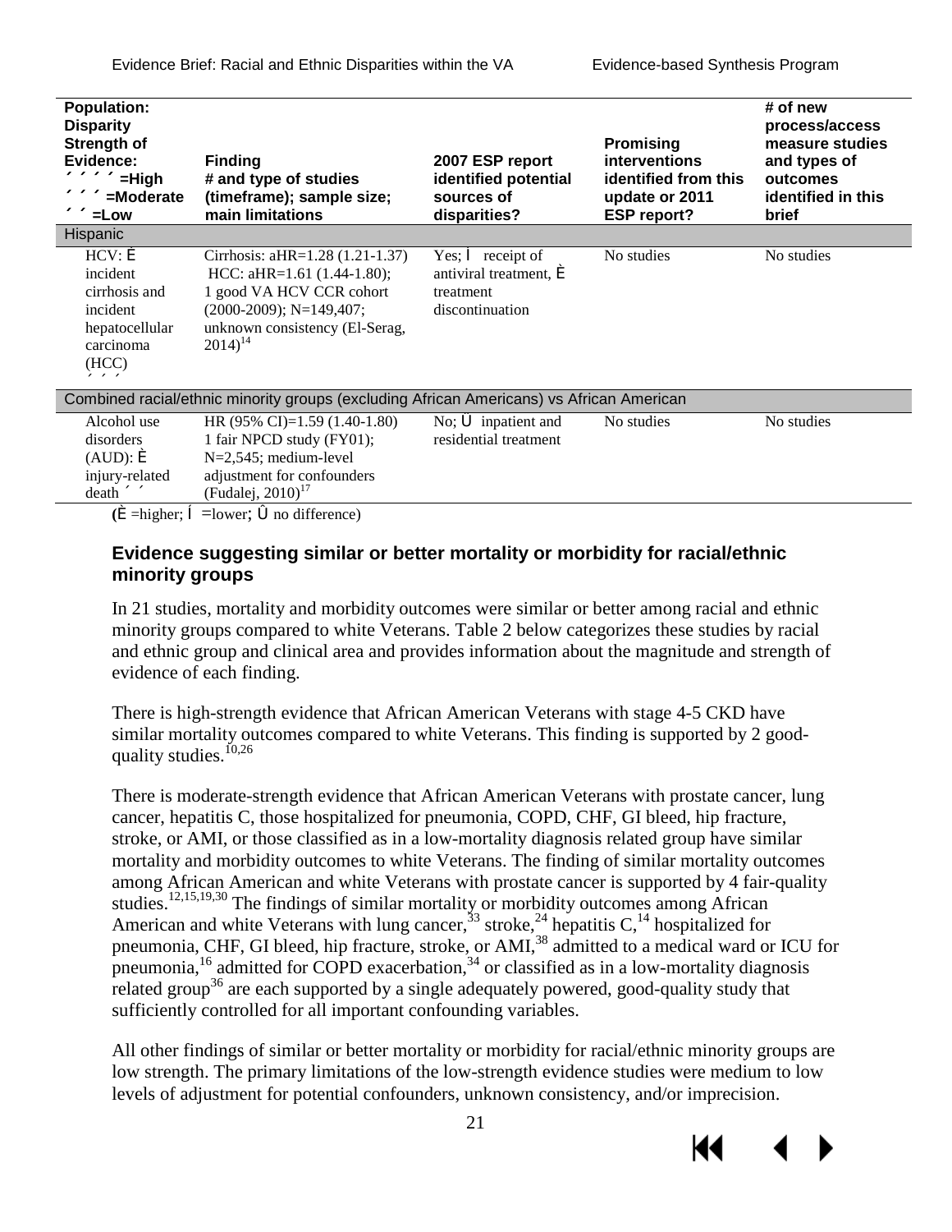| Population: Disparity Strength of Evidence: ´ ´ ´ ´ =High ´ ´ ´ =Moderate ´ ´ =Low | Finding # and type of studies (timeframe); sample size; main limitations | 2007 ESP report identified potential sources of disparities? | Promising interventions identified from this update or 2011 ESP report? | # of new process/access measure studies and types of outcomes identified in this brief |
|---|---|---|---|---|
| **Hispanic** | | | | |
| HCV: È incident cirrhosis and incident hepatocellular carcinoma (HCC) ´ ´ ´ | Cirrhosis: aHR=1.28 (1.21-1.37) HCC: aHR=1.61 (1.44-1.80); 1 good VA HCV CCR cohort (2000-2009); N=149,407; unknown consistency (El-Serag, 2014)[14] | Yes; Í receipt of antiviral treatment, È treatment discontinuation | No studies | No studies |
| **Combined racial/ethnic minority groups (excluding African Americans) vs African American** | | | | |
| Alcohol use disorders (AUD): È injury-related death ´ ´ | HR (95% CI)=1.59 (1.40-1.80) 1 fair NPCD study (FY01); N=2,545; medium-level adjustment for confounders (Fudalej, 2010)[17] | No; Ú inpatient and residential treatment | No studies | No studies |

(È =higher; Í =lower; Û no difference)

### Evidence suggesting similar or better mortality or morbidity for racial/ethnic minority groups

In 21 studies, mortality and morbidity outcomes were similar or better among racial and ethnic minority groups compared to white Veterans. Table 2 below categorizes these studies by racial and ethnic group and clinical area and provides information about the magnitude and strength of evidence of each finding.

There is high-strength evidence that African American Veterans with stage 4-5 CKD have similar mortality outcomes compared to white Veterans. This finding is supported by 2 good-quality studies.[10,26]

There is moderate-strength evidence that African American Veterans with prostate cancer, lung cancer, hepatitis C, those hospitalized for pneumonia, COPD, CHF, GI bleed, hip fracture, stroke, or AMI, or those classified as in a low-mortality diagnosis related group have similar mortality and morbidity outcomes to white Veterans. The finding of similar mortality outcomes among African American and white Veterans with prostate cancer is supported by 4 fair-quality studies.[12,15,19,30] The findings of similar mortality or morbidity outcomes among African American and white Veterans with lung cancer,[33] stroke,[24] hepatitis C,[14] hospitalized for pneumonia, CHF, GI bleed, hip fracture, stroke, or AMI,[38] admitted to a medical ward or ICU for pneumonia,[16] admitted for COPD exacerbation,[34] or classified as in a low-mortality diagnosis related group[36] are each supported by a single adequately powered, good-quality study that sufficiently controlled for all important confounding variables.

All other findings of similar or better mortality or morbidity for racial/ethnic minority groups are low strength. The primary limitations of the low-strength evidence studies were medium to low levels of adjustment for potential confounders, unknown consistency, and/or imprecision.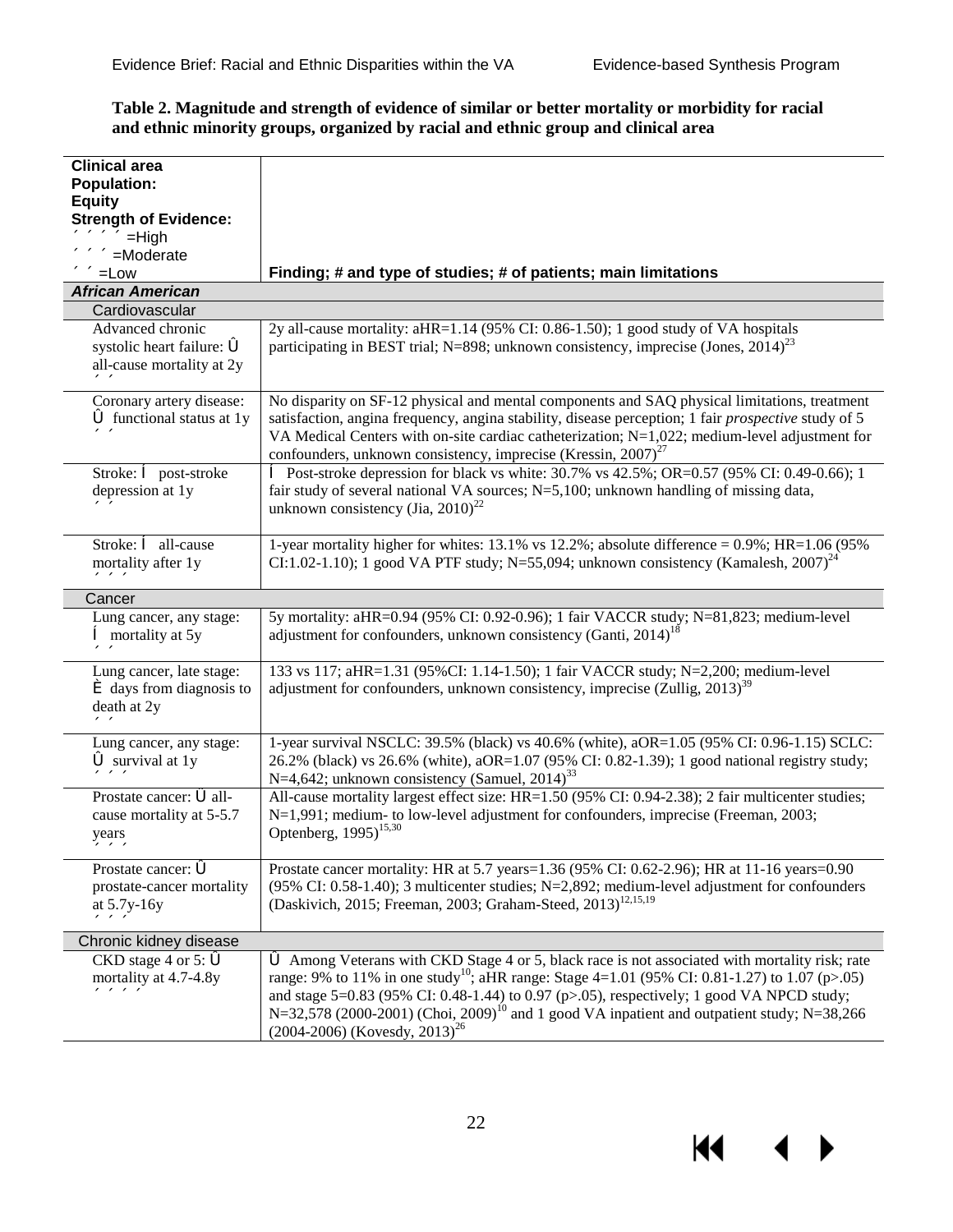**Table 2. Magnitude and strength of evidence of similar or better mortality or morbidity for racial and ethnic minority groups, organized by racial and ethnic group and clinical area**

| Clinical area<br>Population:<br>Equity<br>Strength of Evidence:<br>´ ´ ´ ´ =High<br>´ ´ ´ =Moderate<br>´ ´ =Low | Finding; # and type of studies; # of patients; main limitations |
|---|---|
| ***African American*** | |
| Cardiovascular | |
| Advanced chronic systolic heart failure: Û all-cause mortality at 2y<br>´ ´ | 2y all-cause mortality: aHR=1.14 (95% CI: 0.86-1.50); 1 good study of VA hospitals participating in BEST trial; N=898; unknown consistency, imprecise (Jones, 2014)[23] |
| Coronary artery disease: Û functional status at 1y<br>´ ´ | No disparity on SF-12 physical and mental components and SAQ physical limitations, treatment satisfaction, angina frequency, angina stability, disease perception; 1 fair *prospective* study of 5 VA Medical Centers with on-site cardiac catheterization; N=1,022; medium-level adjustment for confounders, unknown consistency, imprecise (Kressin, 2007)[27] |
| Stroke: Í post-stroke depression at 1y<br>´ ´ | Í Post-stroke depression for black vs white: 30.7% vs 42.5%; OR=0.57 (95% CI: 0.49-0.66); 1 fair study of several national VA sources; N=5,100; unknown handling of missing data, unknown consistency (Jia, 2010)[22] |
| Stroke: Í all-cause mortality after 1y<br>´ ´ ´ | 1-year mortality higher for whites: 13.1% vs 12.2%; absolute difference = 0.9%; HR=1.06 (95% CI:1.02-1.10); 1 good VA PTF study; N=55,094; unknown consistency (Kamalesh, 2007)[24] |
| Cancer | |
| Lung cancer, any stage: Í mortality at 5y<br>´ ´ | 5y mortality: aHR=0.94 (95% CI: 0.92-0.96); 1 fair VACCR study; N=81,823; medium-level adjustment for confounders, unknown consistency (Ganti, 2014)[18] |
| Lung cancer, late stage: È days from diagnosis to death at 2y<br>´ ´ | 133 vs 117; aHR=1.31 (95%CI: 1.14-1.50); 1 fair VACCR study; N=2,200; medium-level adjustment for confounders, unknown consistency, imprecise (Zullig, 2013)[39] |
| Lung cancer, any stage: Û survival at 1y<br>´ ´ ´ | 1-year survival NSCLC: 39.5% (black) vs 40.6% (white), aOR=1.05 (95% CI: 0.96-1.15) SCLC: 26.2% (black) vs 26.6% (white), aOR=1.07 (95% CI: 0.82-1.39); 1 good national registry study; N=4,642; unknown consistency (Samuel, 2014)[33] |
| Prostate cancer: Ü all-cause mortality at 5-5.7 years<br>´ ´ ´ | All-cause mortality largest effect size: HR=1.50 (95% CI: 0.94-2.38); 2 fair multicenter studies; N=1,991; medium- to low-level adjustment for confounders, imprecise (Freeman, 2003; Optenberg, 1995)[15,30] |
| Prostate cancer: Û prostate-cancer mortality at 5.7y-16y<br>´ ´ ´ | Prostate cancer mortality: HR at 5.7 years=1.36 (95% CI: 0.62-2.96); HR at 11-16 years=0.90 (95% CI: 0.58-1.40); 3 multicenter studies; N=2,892; medium-level adjustment for confounders (Daskivich, 2015; Freeman, 2003; Graham-Steed, 2013)[12,15,19] |
| Chronic kidney disease | |
| CKD stage 4 or 5: Û mortality at 4.7-4.8y<br>´ ´ ´ ´ | Û Among Veterans with CKD Stage 4 or 5, black race is not associated with mortality risk; rate range: 9% to 11% in one study[10]; aHR range: Stage 4=1.01 (95% CI: 0.81-1.27) to 1.07 (p>.05) and stage 5=0.83 (95% CI: 0.48-1.44) to 0.97 (p>.05), respectively; 1 good VA NPCD study; N=32,578 (2000-2001) (Choi, 2009)[10] and 1 good VA inpatient and outpatient study; N=38,266 (2004-2006) (Kovesdy, 2013)[26] |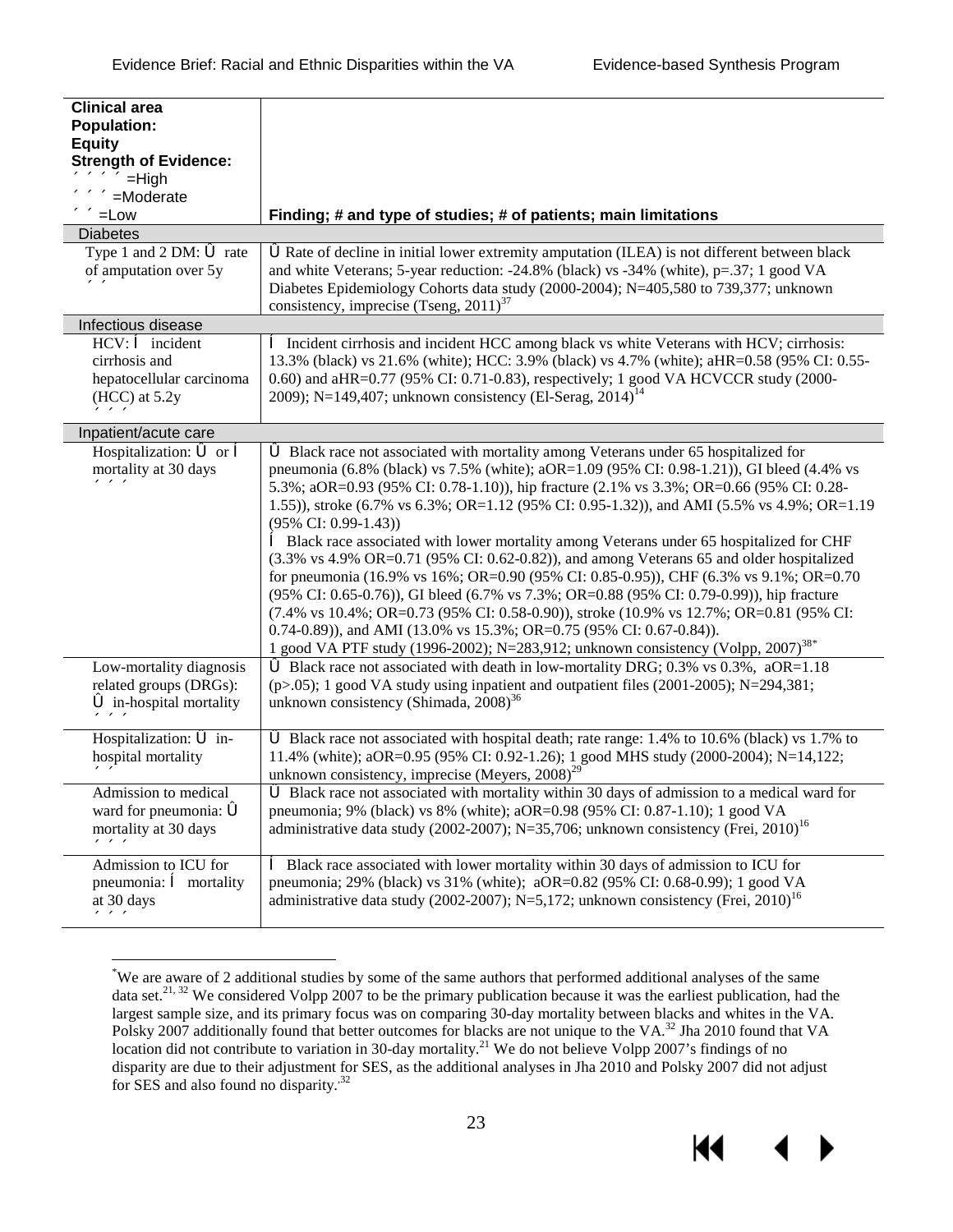| Clinical area<br>Population:<br>Equity<br>Strength of Evidence:<br>´ ´ ´ ´ =High<br>´ ´ ´ =Moderate<br>´ ´ =Low | Finding; # and type of studies; # of patients; main limitations |
|---|---|
| **Diabetes** | |
| Type 1 and 2 DM: Û rate of amputation over 5y<br>´ ´ | Û Rate of decline in initial lower extremity amputation (ILEA) is not different between black and white Veterans; 5-year reduction: -24.8% (black) vs -34% (white), p=.37; 1 good VA Diabetes Epidemiology Cohorts data study (2000-2004); N=405,580 to 739,377; unknown consistency, imprecise (Tseng, 2011)[37] |
| **Infectious disease** | |
| HCV: Í incident cirrhosis and hepatocellular carcinoma (HCC) at 5.2y<br>´ ´ ´ | Í Incident cirrhosis and incident HCC among black vs white Veterans with HCV; cirrhosis: 13.3% (black) vs 21.6% (white); HCC: 3.9% (black) vs 4.7% (white); aHR=0.58 (95% CI: 0.55-0.60) and aHR=0.77 (95% CI: 0.71-0.83), respectively; 1 good VA HCVCCR study (2000-2009); N=149,407; unknown consistency (El-Serag, 2014)[14] |
| **Inpatient/acute care** | |
| Hospitalization: Û or Í mortality at 30 days<br>´ ´ ´ | Û Black race not associated with mortality among Veterans under 65 hospitalized for pneumonia (6.8% (black) vs 7.5% (white); aOR=1.09 (95% CI: 0.98-1.21)), GI bleed (4.4% vs 5.3%; aOR=0.93 (95% CI: 0.78-1.10)), hip fracture (2.1% vs 3.3%; OR=0.66 (95% CI: 0.28-1.55)), stroke (6.7% vs 6.3%; OR=1.12 (95% CI: 0.95-1.32)), and AMI (5.5% vs 4.9%; OR=1.19 (95% CI: 0.99-1.43))<br>Í Black race associated with lower mortality among Veterans under 65 hospitalized for CHF (3.3% vs 4.9% OR=0.71 (95% CI: 0.62-0.82)), and among Veterans 65 and older hospitalized for pneumonia (16.9% vs 16%; OR=0.90 (95% CI: 0.85-0.95)), CHF (6.3% vs 9.1%; OR=0.70 (95% CI: 0.65-0.76)), GI bleed (6.7% vs 7.3%; OR=0.88 (95% CI: 0.79-0.99)), hip fracture (7.4% vs 10.4%; OR=0.73 (95% CI: 0.58-0.90)), stroke (10.9% vs 12.7%; OR=0.81 (95% CI: 0.74-0.89)), and AMI (13.0% vs 15.3%; OR=0.75 (95% CI: 0.67-0.84)).<br>1 good VA PTF study (1996-2002); N=283,912; unknown consistency (Volpp, 2007)[38*] |
| Low-mortality diagnosis related groups (DRGs): Û in-hospital mortality<br>´ ´ ´ | Û Black race not associated with death in low-mortality DRG; 0.3% vs 0.3%, aOR=1.18 (p>.05); 1 good VA study using inpatient and outpatient files (2001-2005); N=294,381; unknown consistency (Shimada, 2008)[36] |
| Hospitalization: Û in-hospital mortality<br>´ ´ | Û Black race not associated with hospital death; rate range: 1.4% to 10.6% (black) vs 1.7% to 11.4% (white); aOR=0.95 (95% CI: 0.92-1.26); 1 good MHS study (2000-2004); N=14,122; unknown consistency, imprecise (Meyers, 2008)[29] |
| Admission to medical ward for pneumonia: Û mortality at 30 days<br>´ ´ ´ | Û Black race not associated with mortality within 30 days of admission to a medical ward for pneumonia; 9% (black) vs 8% (white); aOR=0.98 (95% CI: 0.87-1.10); 1 good VA administrative data study (2002-2007); N=35,706; unknown consistency (Frei, 2010)[16] |
| Admission to ICU for pneumonia: Í mortality at 30 days<br>´ ´ ´ | Í Black race associated with lower mortality within 30 days of admission to ICU for pneumonia; 29% (black) vs 31% (white); aOR=0.82 (95% CI: 0.68-0.99); 1 good VA administrative data study (2002-2007); N=5,172; unknown consistency (Frei, 2010)[16] |

[*] We are aware of 2 additional studies by some of the same authors that performed additional analyses of the same data set.[21, 32] We considered Volpp 2007 to be the primary publication because it was the earliest publication, had the largest sample size, and its primary focus was on comparing 30-day mortality between blacks and whites in the VA. Polsky 2007 additionally found that better outcomes for blacks are not unique to the VA.[32] Jha 2010 found that VA location did not contribute to variation in 30-day mortality.[21] We do not believe Volpp 2007's findings of no disparity are due to their adjustment for SES, as the additional analyses in Jha 2010 and Polsky 2007 did not adjust for SES and also found no disparity.[32]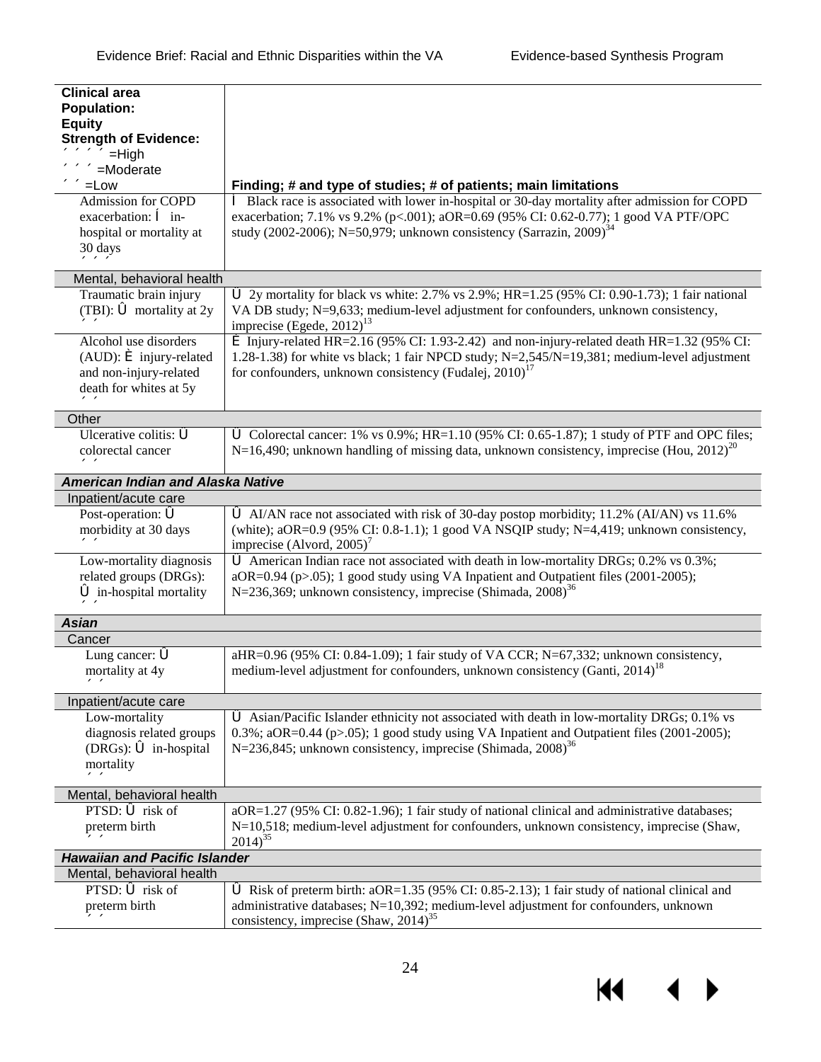| Clinical area<br>Population:<br>Equity<br>Strength of Evidence:<br>´ ´ ´ ´ =High<br>´ ´ ´ =Moderate<br>´ ´ =Low | Finding; # and type of studies; # of patients; main limitations |
|---|---|
| Admission for COPD exacerbation: Í in-hospital or mortality at 30 days<br>´ ´ ´ | Í Black race is associated with lower in-hospital or 30-day mortality after admission for COPD exacerbation; 7.1% vs 9.2% (p<.001); aOR=0.69 (95% CI: 0.62-0.77); 1 good VA PTF/OPC study (2002-2006); N=50,979; unknown consistency (Sarrazin, 2009)[34] |
| **Mental, behavioral health** | |
| Traumatic brain injury (TBI): Û mortality at 2y<br>´ ´ | Û 2y mortality for black vs white: 2.7% vs 2.9%; HR=1.25 (95% CI: 0.90-1.73); 1 fair national VA DB study; N=9,633; medium-level adjustment for confounders, unknown consistency, imprecise (Egede, 2012)[13] |
| Alcohol use disorders (AUD): È injury-related and non-injury-related death for whites at 5y<br>´ ´ | È Injury-related HR=2.16 (95% CI: 1.93-2.42) and non-injury-related death HR=1.32 (95% CI: 1.28-1.38) for white vs black; 1 fair NPCD study; N=2,545/N=19,381; medium-level adjustment for confounders, unknown consistency (Fudalej, 2010)[17] |
| **Other** | |
| Ulcerative colitis: Û colorectal cancer<br>´ ´ | Û Colorectal cancer: 1% vs 0.9%; HR=1.10 (95% CI: 0.65-1.87); 1 study of PTF and OPC files; N=16,490; unknown handling of missing data, unknown consistency, imprecise (Hou, 2012)[20] |
| ***American Indian and Alaska Native*** | |
| **Inpatient/acute care** | |
| Post-operation: Û morbidity at 30 days<br>´ ´ | Û AI/AN race not associated with risk of 30-day postop morbidity; 11.2% (AI/AN) vs 11.6% (white); aOR=0.9 (95% CI: 0.8-1.1); 1 good VA NSQIP study; N=4,419; unknown consistency, imprecise (Alvord, 2005)[7] |
| Low-mortality diagnosis related groups (DRGs): Û in-hospital mortality<br>´ ´ | Û American Indian race not associated with death in low-mortality DRGs; 0.2% vs 0.3%; aOR=0.94 (p>.05); 1 good study using VA Inpatient and Outpatient files (2001-2005); N=236,369; unknown consistency, imprecise (Shimada, 2008)[36] |
| ***Asian*** | |
| **Cancer** | |
| Lung cancer: Û mortality at 4y<br>´ ´ | aHR=0.96 (95% CI: 0.84-1.09); 1 fair study of VA CCR; N=67,332; unknown consistency, medium-level adjustment for confounders, unknown consistency (Ganti, 2014)[18] |
| **Inpatient/acute care** | |
| Low-mortality diagnosis related groups (DRGs): Û in-hospital mortality<br>´ ´ | Û Asian/Pacific Islander ethnicity not associated with death in low-mortality DRGs; 0.1% vs 0.3%; aOR=0.44 (p>.05); 1 good study using VA Inpatient and Outpatient files (2001-2005); N=236,845; unknown consistency, imprecise (Shimada, 2008)[36] |
| **Mental, behavioral health** | |
| PTSD: Û risk of preterm birth<br>´ ´ | aOR=1.27 (95% CI: 0.82-1.96); 1 fair study of national clinical and administrative databases; N=10,518; medium-level adjustment for confounders, unknown consistency, imprecise (Shaw, 2014)[35] |
| ***Hawaiian and Pacific Islander*** | |
| **Mental, behavioral health** | |
| PTSD: Û risk of preterm birth<br>´ ´ | Û Risk of preterm birth: aOR=1.35 (95% CI: 0.85-2.13); 1 fair study of national clinical and administrative databases; N=10,392; medium-level adjustment for confounders, unknown consistency, imprecise (Shaw, 2014)[35] |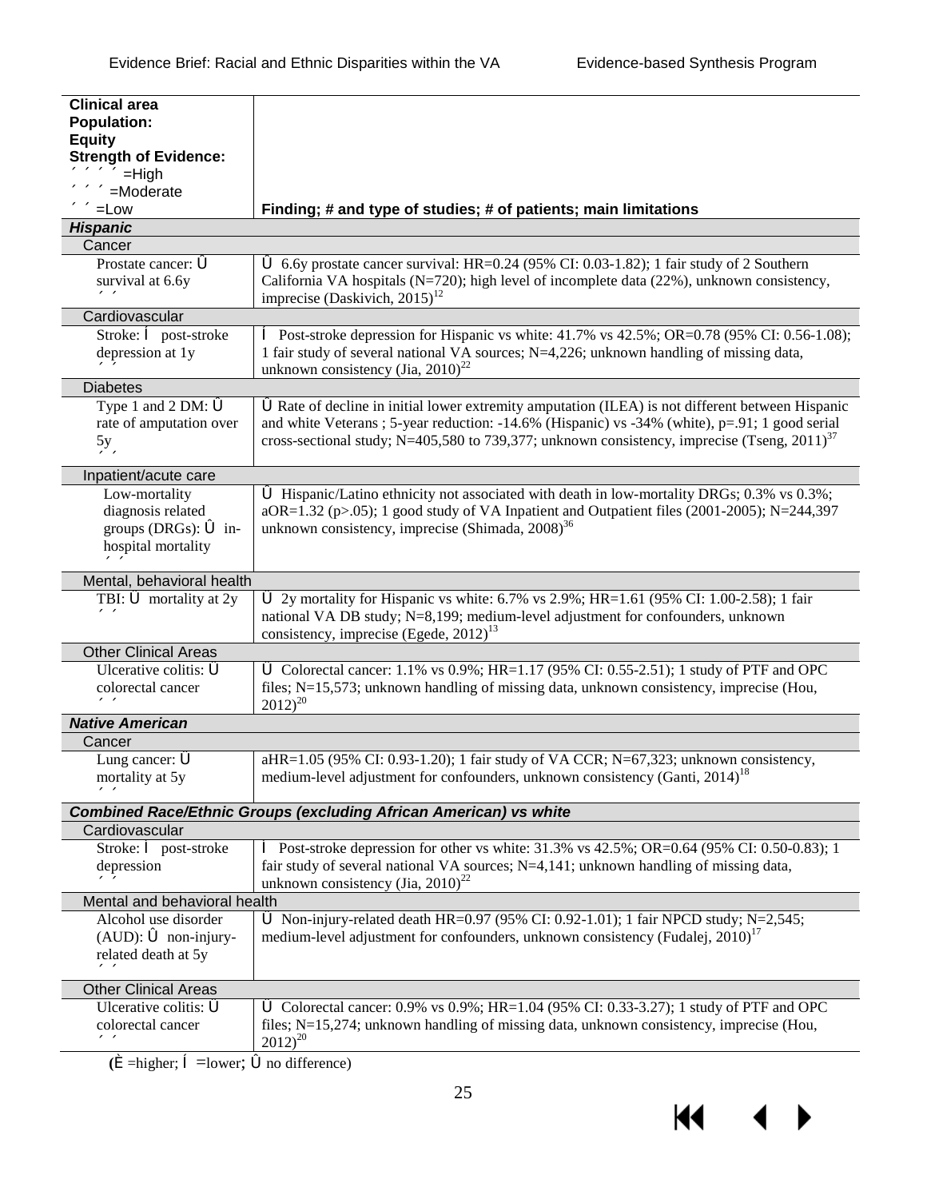| Clinical area<br>Population:<br>Equity<br>Strength of Evidence:<br>´ ´ ´ ´ =High<br>´ ´ ´ =Moderate<br>´ ´ =Low | Finding; # and type of studies; # of patients; main limitations |
|---|---|
| ***Hispanic*** | |
| Cancer | |
| Prostate cancer: Û survival at 6.6y ´ ´ | Û 6.6y prostate cancer survival: HR=0.24 (95% CI: 0.03-1.82); 1 fair study of 2 Southern California VA hospitals (N=720); high level of incomplete data (22%), unknown consistency, imprecise (Daskivich, 2015)[12] |
| Cardiovascular | |
| Stroke: Í post-stroke depression at 1y ´ ´ | Í Post-stroke depression for Hispanic vs white: 41.7% vs 42.5%; OR=0.78 (95% CI: 0.56-1.08); 1 fair study of several national VA sources; N=4,226; unknown handling of missing data, unknown consistency (Jia, 2010)[22] |
| Diabetes | |
| Type 1 and 2 DM: Û rate of amputation over 5y ´ ´ | Û Rate of decline in initial lower extremity amputation (ILEA) is not different between Hispanic and white Veterans ; 5-year reduction: -14.6% (Hispanic) vs -34% (white), p=.91; 1 good serial cross-sectional study; N=405,580 to 739,377; unknown consistency, imprecise (Tseng, 2011)[37] |
| Inpatient/acute care | |
| Low-mortality diagnosis related groups (DRGs): Û in-hospital mortality ´ ´ | Û Hispanic/Latino ethnicity not associated with death in low-mortality DRGs; 0.3% vs 0.3%; aOR=1.32 (p>.05); 1 good study of VA Inpatient and Outpatient files (2001-2005); N=244,397 unknown consistency, imprecise (Shimada, 2008)[36] |
| Mental, behavioral health | |
| TBI: Ù mortality at 2y ´ ´ | Ù 2y mortality for Hispanic vs white: 6.7% vs 2.9%; HR=1.61 (95% CI: 1.00-2.58); 1 fair national VA DB study; N=8,199; medium-level adjustment for confounders, unknown consistency, imprecise (Egede, 2012)[13] |
| Other Clinical Areas | |
| Ulcerative colitis: Ù colorectal cancer ´ ´ | Ù Colorectal cancer: 1.1% vs 0.9%; HR=1.17 (95% CI: 0.55-2.51); 1 study of PTF and OPC files; N=15,573; unknown handling of missing data, unknown consistency, imprecise (Hou, 2012)[20] |
| ***Native American*** | |
| Cancer | |
| Lung cancer: Ù mortality at 5y ´ ´ | aHR=1.05 (95% CI: 0.93-1.20); 1 fair study of VA CCR; N=67,323; unknown consistency, medium-level adjustment for confounders, unknown consistency (Ganti, 2014)[18] |
| ***Combined Race/Ethnic Groups (excluding African American) vs white*** | |
| Cardiovascular | |
| Stroke: Í post-stroke depression ´ ´ | Í Post-stroke depression for other vs white: 31.3% vs 42.5%; OR=0.64 (95% CI: 0.50-0.83); 1 fair study of several national VA sources; N=4,141; unknown handling of missing data, unknown consistency (Jia, 2010)[22] |
| Mental and behavioral health | |
| Alcohol use disorder (AUD): Û non-injury-related death at 5y ´ ´ | Ù Non-injury-related death HR=0.97 (95% CI: 0.92-1.01); 1 fair NPCD study; N=2,545; medium-level adjustment for confounders, unknown consistency (Fudalej, 2010)[17] |
| Other Clinical Areas | |
| Ulcerative colitis: Ù colorectal cancer ´ ´ | Ù Colorectal cancer: 0.9% vs 0.9%; HR=1.04 (95% CI: 0.33-3.27); 1 study of PTF and OPC files; N=15,274; unknown handling of missing data, unknown consistency, imprecise (Hou, 2012)[20] |

(È =higher; Í =lower; Û no difference)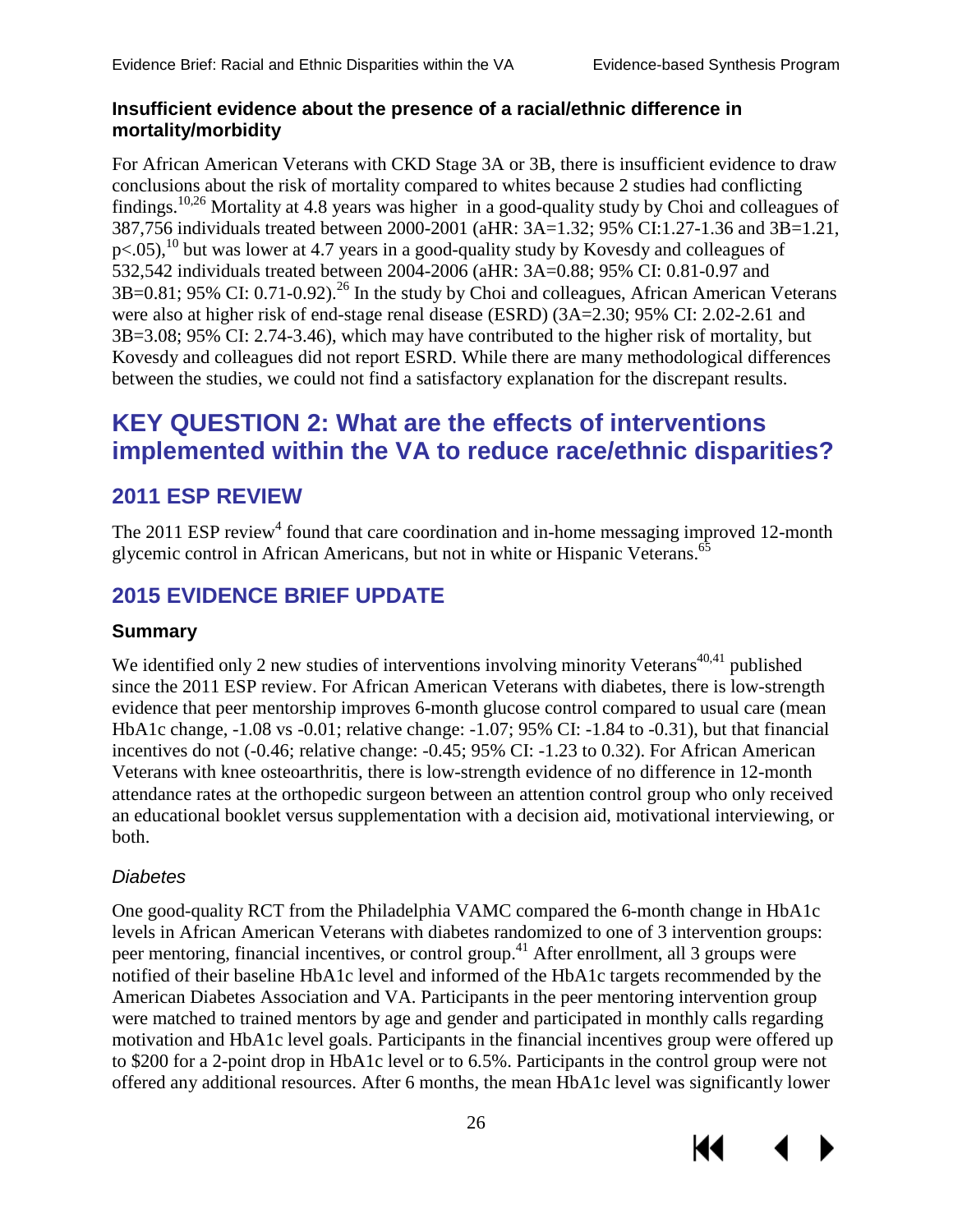### Insufficient evidence about the presence of a racial/ethnic difference in mortality/morbidity

For African American Veterans with CKD Stage 3A or 3B, there is insufficient evidence to draw conclusions about the risk of mortality compared to whites because 2 studies had conflicting findings.[10,26] Mortality at 4.8 years was higher in a good-quality study by Choi and colleagues of 387,756 individuals treated between 2000-2001 (aHR: 3A=1.32; 95% CI:1.27-1.36 and 3B=1.21, $p<.05$),[10] but was lower at 4.7 years in a good-quality study by Kovesdy and colleagues of 532,542 individuals treated between 2004-2006 (aHR: 3A=0.88; 95% CI: 0.81-0.97 and 3B=0.81; 95% CI: 0.71-0.92).[26] In the study by Choi and colleagues, African American Veterans were also at higher risk of end-stage renal disease (ESRD) (3A=2.30; 95% CI: 2.02-2.61 and 3B=3.08; 95% CI: 2.74-3.46), which may have contributed to the higher risk of mortality, but Kovesdy and colleagues did not report ESRD. While there are many methodological differences between the studies, we could not find a satisfactory explanation for the discrepant results.

# KEY QUESTION 2: What are the effects of interventions implemented within the VA to reduce race/ethnic disparities?

## 2011 ESP REVIEW

The 2011 ESP review[4] found that care coordination and in-home messaging improved 12-month glycemic control in African Americans, but not in white or Hispanic Veterans.[65]

## 2015 EVIDENCE BRIEF UPDATE

### Summary

We identified only 2 new studies of interventions involving minority Veterans[40,41] published since the 2011 ESP review. For African American Veterans with diabetes, there is low-strength evidence that peer mentorship improves 6-month glucose control compared to usual care (mean HbA1c change, -1.08 vs -0.01; relative change: -1.07; 95% CI: -1.84 to -0.31), but that financial incentives do not (-0.46; relative change: -0.45; 95% CI: -1.23 to 0.32). For African American Veterans with knee osteoarthritis, there is low-strength evidence of no difference in 12-month attendance rates at the orthopedic surgeon between an attention control group who only received an educational booklet versus supplementation with a decision aid, motivational interviewing, or both.

#### *Diabetes*

One good-quality RCT from the Philadelphia VAMC compared the 6-month change in HbA1c levels in African American Veterans with diabetes randomized to one of 3 intervention groups: peer mentoring, financial incentives, or control group.[41] After enrollment, all 3 groups were notified of their baseline HbA1c level and informed of the HbA1c targets recommended by the American Diabetes Association and VA. Participants in the peer mentoring intervention group were matched to trained mentors by age and gender and participated in monthly calls regarding motivation and HbA1c level goals. Participants in the financial incentives group were offered up to $200 for a 2-point drop in HbA1c level or to 6.5%. Participants in the control group were not offered any additional resources. After 6 months, the mean HbA1c level was significantly lower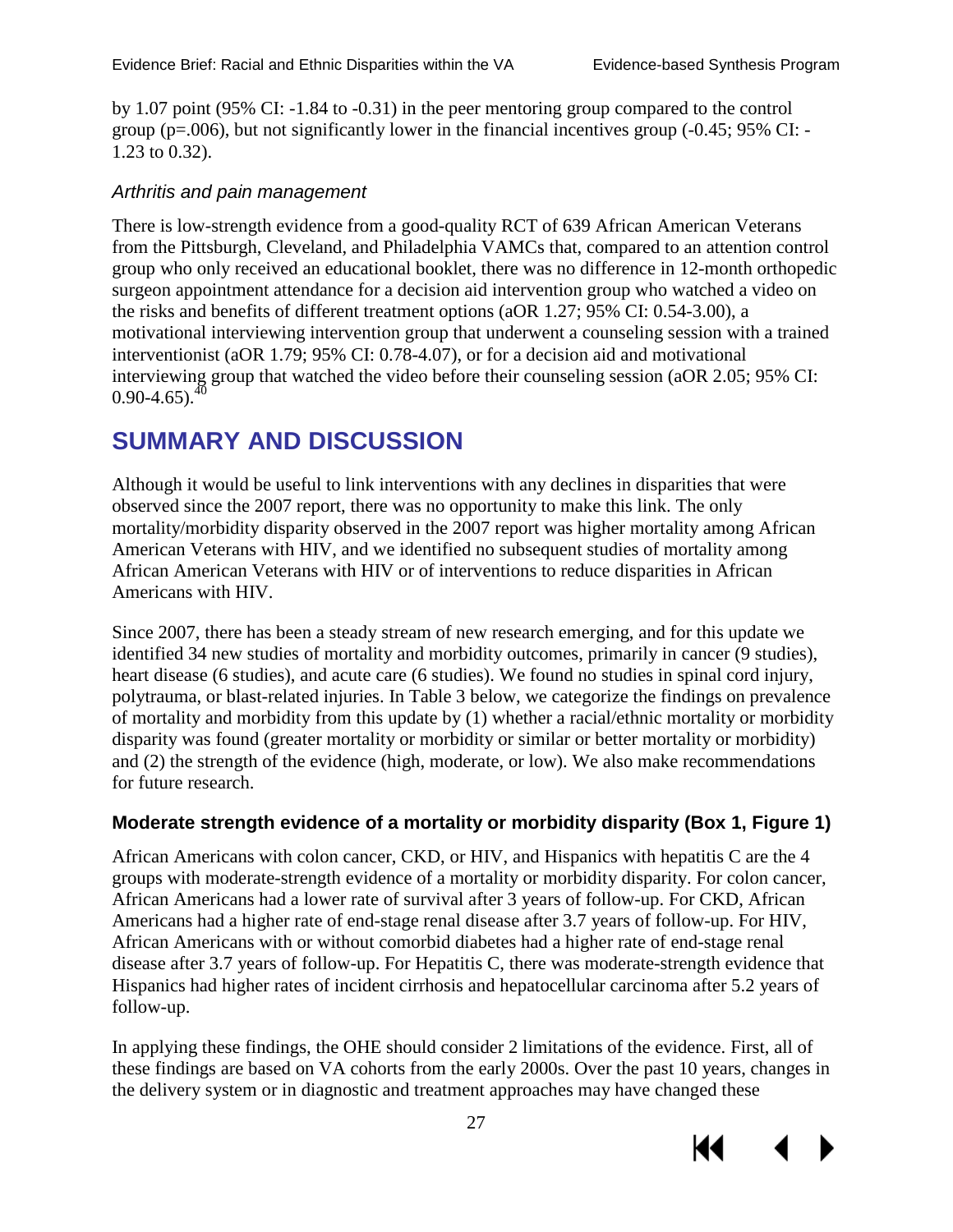by 1.07 point (95% CI: -1.84 to -0.31) in the peer mentoring group compared to the control group (p=.006), but not significantly lower in the financial incentives group (-0.45; 95% CI: -1.23 to 0.32).

*Arthritis and pain management*

There is low-strength evidence from a good-quality RCT of 639 African American Veterans from the Pittsburgh, Cleveland, and Philadelphia VAMCs that, compared to an attention control group who only received an educational booklet, there was no difference in 12-month orthopedic surgeon appointment attendance for a decision aid intervention group who watched a video on the risks and benefits of different treatment options (aOR 1.27; 95% CI: 0.54-3.00), a motivational interviewing intervention group that underwent a counseling session with a trained interventionist (aOR 1.79; 95% CI: 0.78-4.07), or for a decision aid and motivational interviewing group that watched the video before their counseling session (aOR 2.05; 95% CI: 0.90-4.65).[40]

# SUMMARY AND DISCUSSION

Although it would be useful to link interventions with any declines in disparities that were observed since the 2007 report, there was no opportunity to make this link. The only mortality/morbidity disparity observed in the 2007 report was higher mortality among African American Veterans with HIV, and we identified no subsequent studies of mortality among African American Veterans with HIV or of interventions to reduce disparities in African Americans with HIV.

Since 2007, there has been a steady stream of new research emerging, and for this update we identified 34 new studies of mortality and morbidity outcomes, primarily in cancer (9 studies), heart disease (6 studies), and acute care (6 studies). We found no studies in spinal cord injury, polytrauma, or blast-related injuries. In Table 3 below, we categorize the findings on prevalence of mortality and morbidity from this update by (1) whether a racial/ethnic mortality or morbidity disparity was found (greater mortality or morbidity or similar or better mortality or morbidity) and (2) the strength of the evidence (high, moderate, or low). We also make recommendations for future research.

### Moderate strength evidence of a mortality or morbidity disparity (Box 1, Figure 1)

African Americans with colon cancer, CKD, or HIV, and Hispanics with hepatitis C are the 4 groups with moderate-strength evidence of a mortality or morbidity disparity. For colon cancer, African Americans had a lower rate of survival after 3 years of follow-up. For CKD, African Americans had a higher rate of end-stage renal disease after 3.7 years of follow-up. For HIV, African Americans with or without comorbid diabetes had a higher rate of end-stage renal disease after 3.7 years of follow-up. For Hepatitis C, there was moderate-strength evidence that Hispanics had higher rates of incident cirrhosis and hepatocellular carcinoma after 5.2 years of follow-up.

In applying these findings, the OHE should consider 2 limitations of the evidence. First, all of these findings are based on VA cohorts from the early 2000s. Over the past 10 years, changes in the delivery system or in diagnostic and treatment approaches may have changed these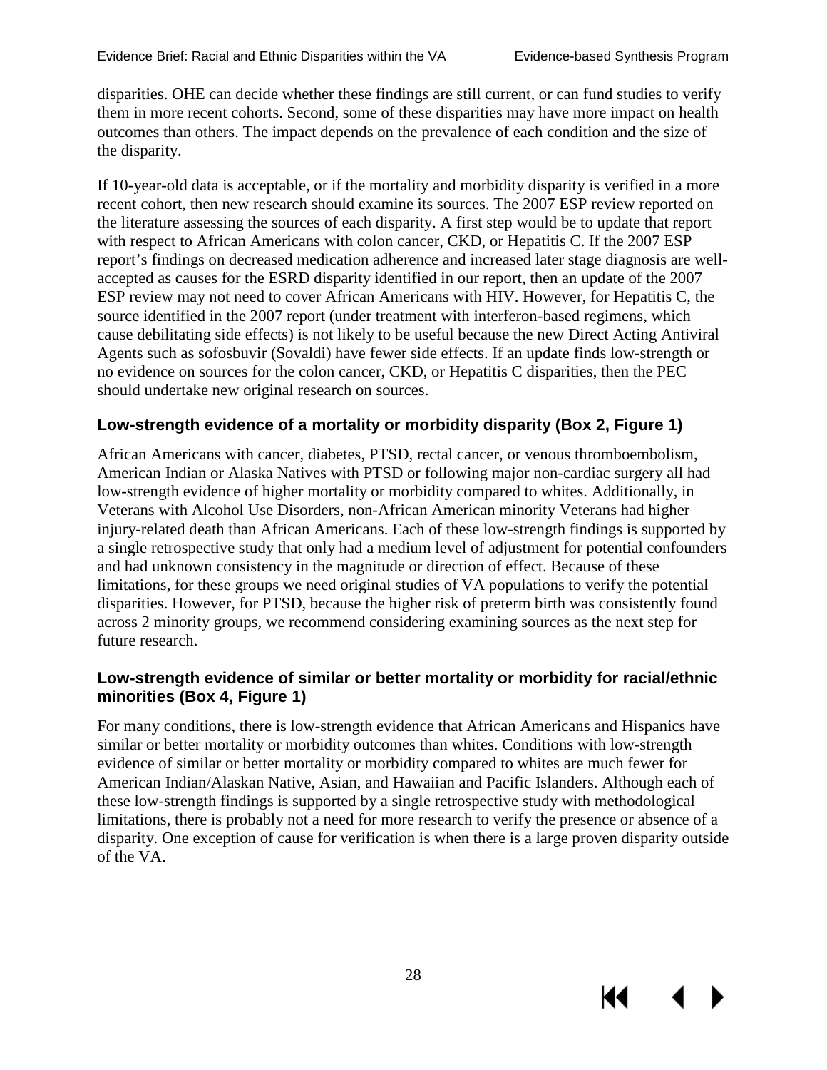disparities. OHE can decide whether these findings are still current, or can fund studies to verify them in more recent cohorts. Second, some of these disparities may have more impact on health outcomes than others. The impact depends on the prevalence of each condition and the size of the disparity.

If 10-year-old data is acceptable, or if the mortality and morbidity disparity is verified in a more recent cohort, then new research should examine its sources. The 2007 ESP review reported on the literature assessing the sources of each disparity. A first step would be to update that report with respect to African Americans with colon cancer, CKD, or Hepatitis C. If the 2007 ESP report's findings on decreased medication adherence and increased later stage diagnosis are well-accepted as causes for the ESRD disparity identified in our report, then an update of the 2007 ESP review may not need to cover African Americans with HIV. However, for Hepatitis C, the source identified in the 2007 report (under treatment with interferon-based regimens, which cause debilitating side effects) is not likely to be useful because the new Direct Acting Antiviral Agents such as sofosbuvir (Sovaldi) have fewer side effects. If an update finds low-strength or no evidence on sources for the colon cancer, CKD, or Hepatitis C disparities, then the PEC should undertake new original research on sources.

### Low-strength evidence of a mortality or morbidity disparity (Box 2, Figure 1)

African Americans with cancer, diabetes, PTSD, rectal cancer, or venous thromboembolism, American Indian or Alaska Natives with PTSD or following major non-cardiac surgery all had low-strength evidence of higher mortality or morbidity compared to whites. Additionally, in Veterans with Alcohol Use Disorders, non-African American minority Veterans had higher injury-related death than African Americans. Each of these low-strength findings is supported by a single retrospective study that only had a medium level of adjustment for potential confounders and had unknown consistency in the magnitude or direction of effect. Because of these limitations, for these groups we need original studies of VA populations to verify the potential disparities. However, for PTSD, because the higher risk of preterm birth was consistently found across 2 minority groups, we recommend considering examining sources as the next step for future research.

### Low-strength evidence of similar or better mortality or morbidity for racial/ethnic minorities (Box 4, Figure 1)

For many conditions, there is low-strength evidence that African Americans and Hispanics have similar or better mortality or morbidity outcomes than whites. Conditions with low-strength evidence of similar or better mortality or morbidity compared to whites are much fewer for American Indian/Alaskan Native, Asian, and Hawaiian and Pacific Islanders. Although each of these low-strength findings is supported by a single retrospective study with methodological limitations, there is probably not a need for more research to verify the presence or absence of a disparity. One exception of cause for verification is when there is a large proven disparity outside of the VA.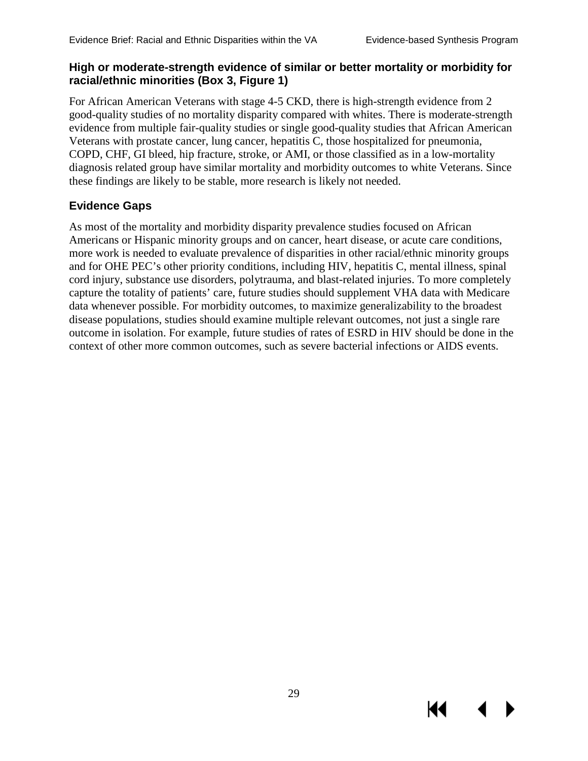### High or moderate-strength evidence of similar or better mortality or morbidity for racial/ethnic minorities (Box 3, Figure 1)

For African American Veterans with stage 4-5 CKD, there is high-strength evidence from 2 good-quality studies of no mortality disparity compared with whites. There is moderate-strength evidence from multiple fair-quality studies or single good-quality studies that African American Veterans with prostate cancer, lung cancer, hepatitis C, those hospitalized for pneumonia, COPD, CHF, GI bleed, hip fracture, stroke, or AMI, or those classified as in a low-mortality diagnosis related group have similar mortality and morbidity outcomes to white Veterans. Since these findings are likely to be stable, more research is likely not needed.

## Evidence Gaps

As most of the mortality and morbidity disparity prevalence studies focused on African Americans or Hispanic minority groups and on cancer, heart disease, or acute care conditions, more work is needed to evaluate prevalence of disparities in other racial/ethnic minority groups and for OHE PEC's other priority conditions, including HIV, hepatitis C, mental illness, spinal cord injury, substance use disorders, polytrauma, and blast-related injuries. To more completely capture the totality of patients' care, future studies should supplement VHA data with Medicare data whenever possible. For morbidity outcomes, to maximize generalizability to the broadest disease populations, studies should examine multiple relevant outcomes, not just a single rare outcome in isolation. For example, future studies of rates of ESRD in HIV should be done in the context of other more common outcomes, such as severe bacterial infections or AIDS events.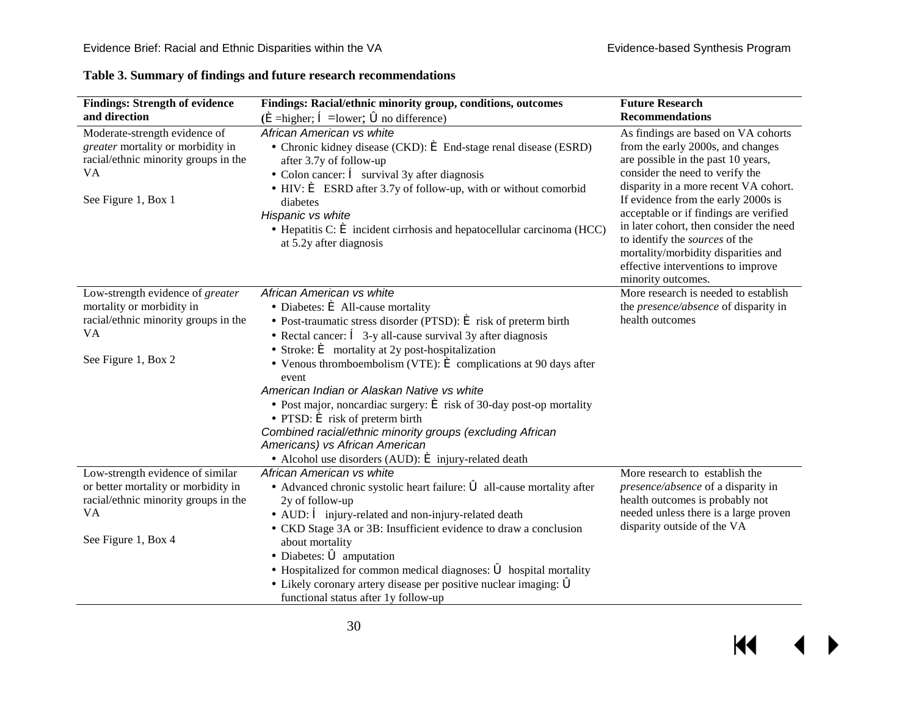**Table 3. Summary of findings and future research recommendations**

| Findings: Strength of evidence and direction | Findings: Racial/ethnic minority group, conditions, outcomes (È =higher; Í =lower; Û no difference) | Future Research Recommendations |
| --- | --- | --- |
| Moderate-strength evidence of *greater* mortality or morbidity in racial/ethnic minority groups in the VA<br><br>See Figure 1, Box 1 | *African American vs white*<br>• Chronic kidney disease (CKD): È End-stage renal disease (ESRD) after 3.7y of follow-up<br>• Colon cancer: Í survival 3y after diagnosis<br>• HIV: È ESRD after 3.7y of follow-up, with or without comorbid diabetes<br>*Hispanic vs white*<br>• Hepatitis C: È incident cirrhosis and hepatocellular carcinoma (HCC) at 5.2y after diagnosis | As findings are based on VA cohorts from the early 2000s, and changes are possible in the past 10 years, consider the need to verify the disparity in a more recent VA cohort. If evidence from the early 2000s is acceptable or if findings are verified in later cohort, then consider the need to identify the *sources* of the mortality/morbidity disparities and effective interventions to improve minority outcomes. |
| Low-strength evidence of *greater* mortality or morbidity in racial/ethnic minority groups in the VA<br><br>See Figure 1, Box 2 | *African American vs white*<br>• Diabetes: È All-cause mortality<br>• Post-traumatic stress disorder (PTSD): È risk of preterm birth<br>• Rectal cancer: Í 3-y all-cause survival 3y after diagnosis<br>• Stroke: È mortality at 2y post-hospitalization<br>• Venous thromboembolism (VTE): È complications at 90 days after event<br>*American Indian or Alaskan Native vs white*<br>• Post major, noncardiac surgery: È risk of 30-day post-op mortality<br>• PTSD: È risk of preterm birth<br>*Combined racial/ethnic minority groups (excluding African Americans) vs African American*<br>• Alcohol use disorders (AUD): È injury-related death | More research is needed to establish the *presence/absence* of disparity in health outcomes |
| Low-strength evidence of similar or better mortality or morbidity in racial/ethnic minority groups in the VA<br><br>See Figure 1, Box 4 | *African American vs white*<br>• Advanced chronic systolic heart failure: Û all-cause mortality after 2y of follow-up<br>• AUD: Í injury-related and non-injury-related death<br>• CKD Stage 3A or 3B: Insufficient evidence to draw a conclusion about mortality<br>• Diabetes: Û amputation<br>• Hospitalized for common medical diagnoses: Û hospital mortality<br>• Likely coronary artery disease per positive nuclear imaging: Û functional status after 1y follow-up | More research to establish the *presence/absence* of a disparity in health outcomes is probably not needed unless there is a large proven disparity outside of the VA |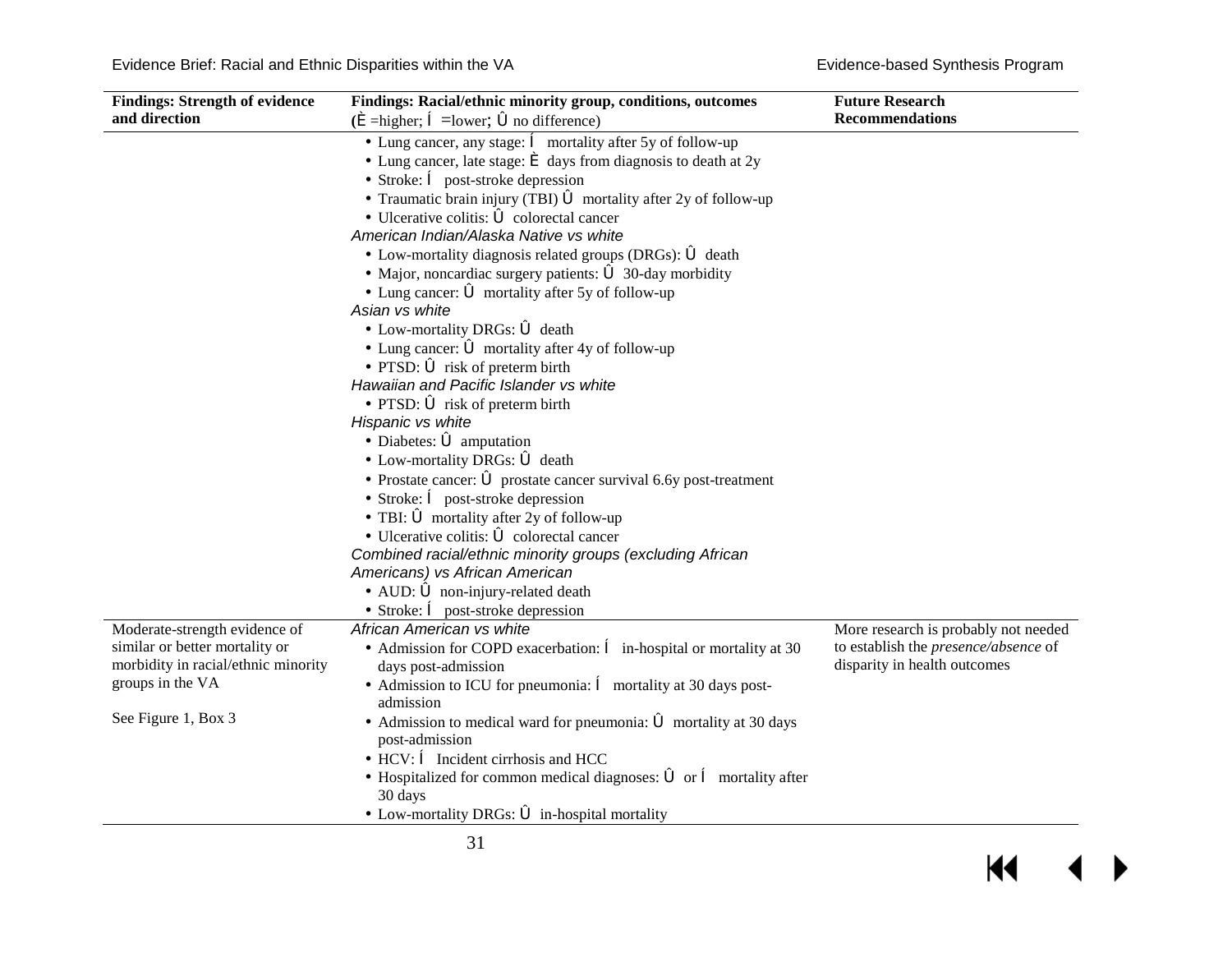| Findings: Strength of evidence and direction | Findings: Racial/ethnic minority group, conditions, outcomes (È =higher; Í =lower; Û no difference) | Future Research Recommendations |
|---|---|---|
| | • Lung cancer, any stage: Í mortality after 5y of follow-up<br>• Lung cancer, late stage: È days from diagnosis to death at 2y<br>• Stroke: Í post-stroke depression<br>• Traumatic brain injury (TBI) Û mortality after 2y of follow-up<br>• Ulcerative colitis: Û colorectal cancer<br>*American Indian/Alaska Native vs white*<br>• Low-mortality diagnosis related groups (DRGs): Û death<br>• Major, noncardiac surgery patients: Û 30-day morbidity<br>• Lung cancer: Û mortality after 5y of follow-up<br>*Asian vs white*<br>• Low-mortality DRGs: Û death<br>• Lung cancer: Û mortality after 4y of follow-up<br>• PTSD: Û risk of preterm birth<br>*Hawaiian and Pacific Islander vs white*<br>• PTSD: Û risk of preterm birth<br>*Hispanic vs white*<br>• Diabetes: Û amputation<br>• Low-mortality DRGs: Û death<br>• Prostate cancer: Û prostate cancer survival 6.6y post-treatment<br>• Stroke: Í post-stroke depression<br>• TBI: Û mortality after 2y of follow-up<br>• Ulcerative colitis: Û colorectal cancer<br>*Combined racial/ethnic minority groups (excluding African Americans) vs African American*<br>• AUD: Û non-injury-related death<br>• Stroke: Í post-stroke depression | |
| Moderate-strength evidence of similar or better mortality or morbidity in racial/ethnic minority groups in the VA<br><br>See Figure 1, Box 3 | *African American vs white*<br>• Admission for COPD exacerbation: Í in-hospital or mortality at 30 days post-admission<br>• Admission to ICU for pneumonia: Í mortality at 30 days post-admission<br>• Admission to medical ward for pneumonia: Û mortality at 30 days post-admission<br>• HCV: Í Incident cirrhosis and HCC<br>• Hospitalized for common medical diagnoses: Û or Í mortality after 30 days<br>• Low-mortality DRGs: Û in-hospital mortality | More research is probably not needed to establish the *presence/absence* of disparity in health outcomes |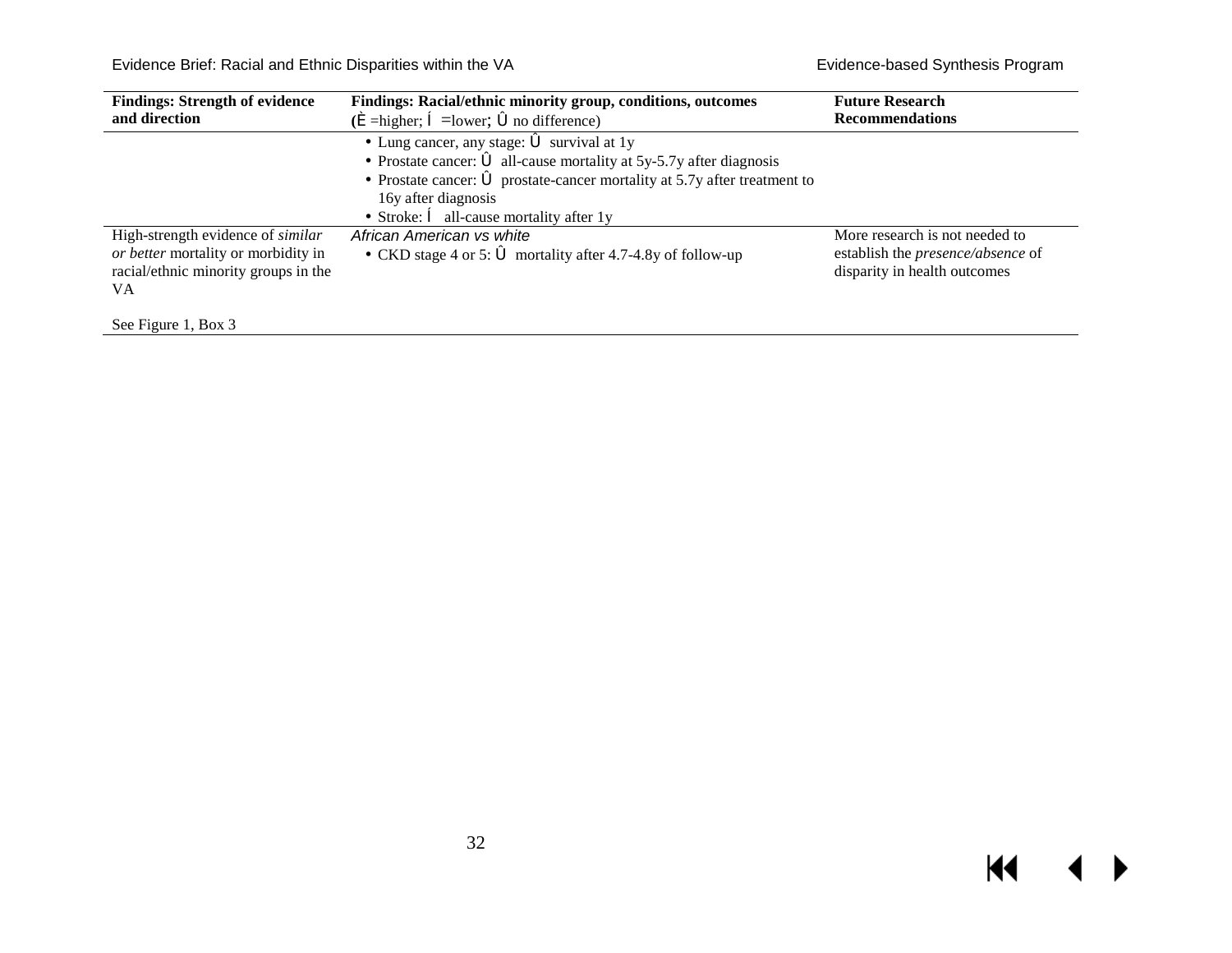| Findings: Strength of evidence and direction | Findings: Racial/ethnic minority group, conditions, outcomes (È =higher; Í =lower; Û no difference) | Future Research Recommendations |
|---|---|---|
| | • Lung cancer, any stage: Û survival at 1y<br>• Prostate cancer: Û all-cause mortality at 5y-5.7y after diagnosis<br>• Prostate cancer: Û prostate-cancer mortality at 5.7y after treatment to 16y after diagnosis<br>• Stroke: Í all-cause mortality after 1y | |
| High-strength evidence of *similar or better* mortality or morbidity in racial/ethnic minority groups in the VA<br><br>See Figure 1, Box 3 | *African American vs white*<br>• CKD stage 4 or 5: Û mortality after 4.7-4.8y of follow-up | More research is not needed to establish the *presence/absence* of disparity in health outcomes |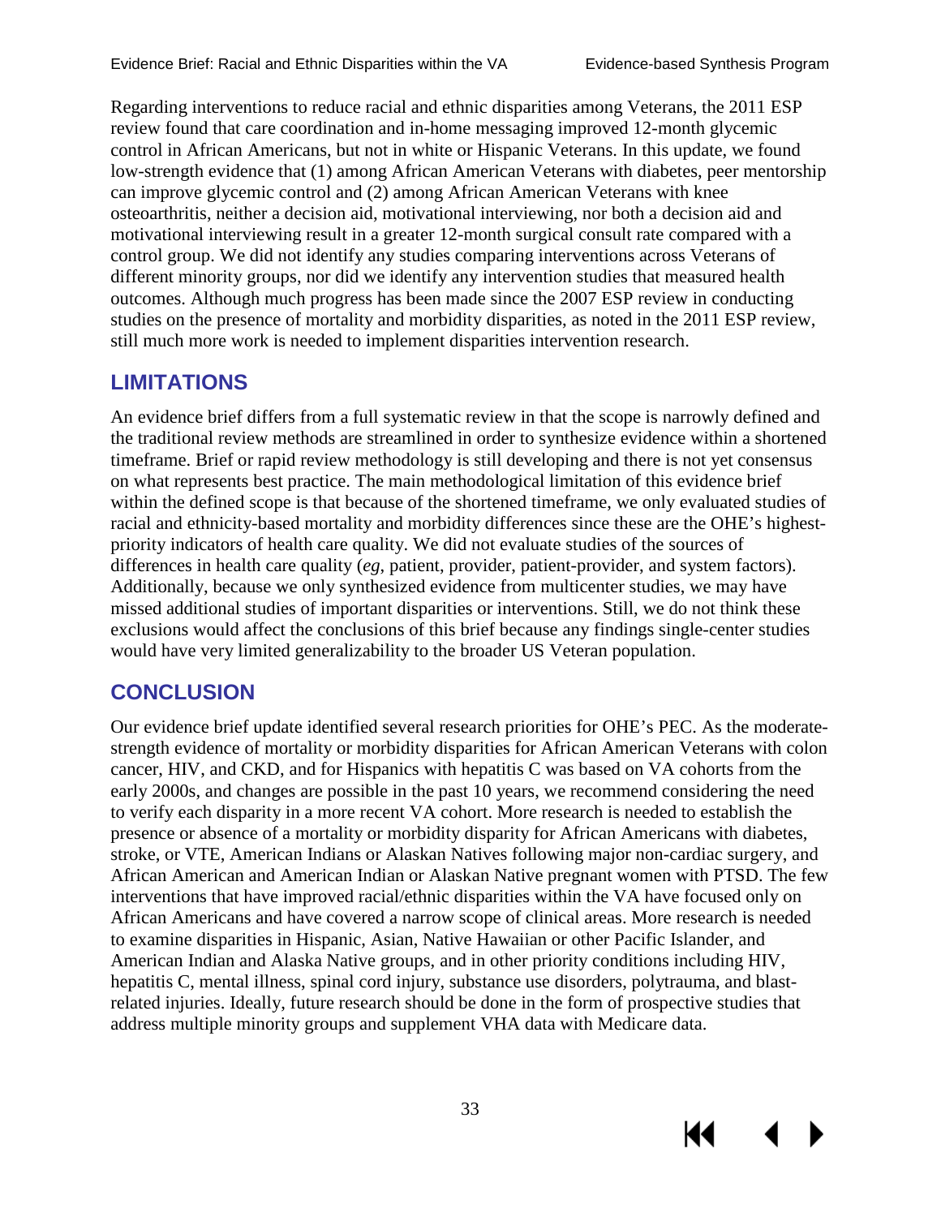Regarding interventions to reduce racial and ethnic disparities among Veterans, the 2011 ESP review found that care coordination and in-home messaging improved 12-month glycemic control in African Americans, but not in white or Hispanic Veterans. In this update, we found low-strength evidence that (1) among African American Veterans with diabetes, peer mentorship can improve glycemic control and (2) among African American Veterans with knee osteoarthritis, neither a decision aid, motivational interviewing, nor both a decision aid and motivational interviewing result in a greater 12-month surgical consult rate compared with a control group. We did not identify any studies comparing interventions across Veterans of different minority groups, nor did we identify any intervention studies that measured health outcomes. Although much progress has been made since the 2007 ESP review in conducting studies on the presence of mortality and morbidity disparities, as noted in the 2011 ESP review, still much more work is needed to implement disparities intervention research.

## LIMITATIONS

An evidence brief differs from a full systematic review in that the scope is narrowly defined and the traditional review methods are streamlined in order to synthesize evidence within a shortened timeframe. Brief or rapid review methodology is still developing and there is not yet consensus on what represents best practice. The main methodological limitation of this evidence brief within the defined scope is that because of the shortened timeframe, we only evaluated studies of racial and ethnicity-based mortality and morbidity differences since these are the OHE's highest-priority indicators of health care quality. We did not evaluate studies of the sources of differences in health care quality (*eg*, patient, provider, patient-provider, and system factors). Additionally, because we only synthesized evidence from multicenter studies, we may have missed additional studies of important disparities or interventions. Still, we do not think these exclusions would affect the conclusions of this brief because any findings single-center studies would have very limited generalizability to the broader US Veteran population.

## CONCLUSION

Our evidence brief update identified several research priorities for OHE's PEC. As the moderate-strength evidence of mortality or morbidity disparities for African American Veterans with colon cancer, HIV, and CKD, and for Hispanics with hepatitis C was based on VA cohorts from the early 2000s, and changes are possible in the past 10 years, we recommend considering the need to verify each disparity in a more recent VA cohort. More research is needed to establish the presence or absence of a mortality or morbidity disparity for African Americans with diabetes, stroke, or VTE, American Indians or Alaskan Natives following major non-cardiac surgery, and African American and American Indian or Alaskan Native pregnant women with PTSD. The few interventions that have improved racial/ethnic disparities within the VA have focused only on African Americans and have covered a narrow scope of clinical areas. More research is needed to examine disparities in Hispanic, Asian, Native Hawaiian or other Pacific Islander, and American Indian and Alaska Native groups, and in other priority conditions including HIV, hepatitis C, mental illness, spinal cord injury, substance use disorders, polytrauma, and blast-related injuries. Ideally, future research should be done in the form of prospective studies that address multiple minority groups and supplement VHA data with Medicare data.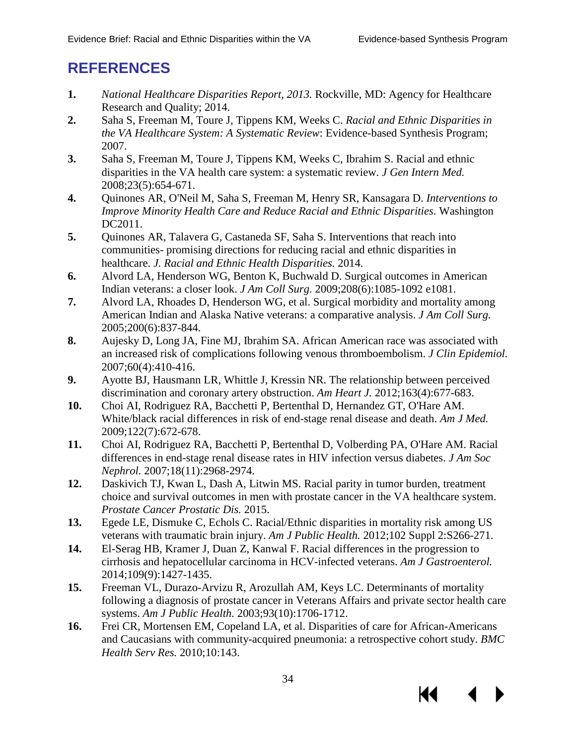## REFERENCES

1. *National Healthcare Disparities Report, 2013.* Rockville, MD: Agency for Healthcare Research and Quality; 2014.
2. Saha S, Freeman M, Toure J, Tippens KM, Weeks C. *Racial and Ethnic Disparities in the VA Healthcare System: A Systematic Review*: Evidence-based Synthesis Program; 2007.
3. Saha S, Freeman M, Toure J, Tippens KM, Weeks C, Ibrahim S. Racial and ethnic disparities in the VA health care system: a systematic review. *J Gen Intern Med.* 2008;23(5):654-671.
4. Quinones AR, O'Neil M, Saha S, Freeman M, Henry SR, Kansagara D. *Interventions to Improve Minority Health Care and Reduce Racial and Ethnic Disparities*. Washington DC2011.
5. Quinones AR, Talavera G, Castaneda SF, Saha S. Interventions that reach into communities- promising directions for reducing racial and ethnic disparities in healthcare. *J. Racial and Ethnic Health Disparities.* 2014.
6. Alvord LA, Henderson WG, Benton K, Buchwald D. Surgical outcomes in American Indian veterans: a closer look. *J Am Coll Surg.* 2009;208(6):1085-1092 e1081.
7. Alvord LA, Rhoades D, Henderson WG, et al. Surgical morbidity and mortality among American Indian and Alaska Native veterans: a comparative analysis. *J Am Coll Surg.* 2005;200(6):837-844.
8. Aujesky D, Long JA, Fine MJ, Ibrahim SA. African American race was associated with an increased risk of complications following venous thromboembolism. *J Clin Epidemiol.* 2007;60(4):410-416.
9. Ayotte BJ, Hausmann LR, Whittle J, Kressin NR. The relationship between perceived discrimination and coronary artery obstruction. *Am Heart J.* 2012;163(4):677-683.
10. Choi AI, Rodriguez RA, Bacchetti P, Bertenthal D, Hernandez GT, O'Hare AM. White/black racial differences in risk of end-stage renal disease and death. *Am J Med.* 2009;122(7):672-678.
11. Choi AI, Rodriguez RA, Bacchetti P, Bertenthal D, Volberding PA, O'Hare AM. Racial differences in end-stage renal disease rates in HIV infection versus diabetes. *J Am Soc Nephrol.* 2007;18(11):2968-2974.
12. Daskivich TJ, Kwan L, Dash A, Litwin MS. Racial parity in tumor burden, treatment choice and survival outcomes in men with prostate cancer in the VA healthcare system. *Prostate Cancer Prostatic Dis.* 2015.
13. Egede LE, Dismuke C, Echols C. Racial/Ethnic disparities in mortality risk among US veterans with traumatic brain injury. *Am J Public Health.* 2012;102 Suppl 2:S266-271.
14. El-Serag HB, Kramer J, Duan Z, Kanwal F. Racial differences in the progression to cirrhosis and hepatocellular carcinoma in HCV-infected veterans. *Am J Gastroenterol.* 2014;109(9):1427-1435.
15. Freeman VL, Durazo-Arvizu R, Arozullah AM, Keys LC. Determinants of mortality following a diagnosis of prostate cancer in Veterans Affairs and private sector health care systems. *Am J Public Health.* 2003;93(10):1706-1712.
16. Frei CR, Mortensen EM, Copeland LA, et al. Disparities of care for African-Americans and Caucasians with community-acquired pneumonia: a retrospective cohort study. *BMC Health Serv Res.* 2010;10:143.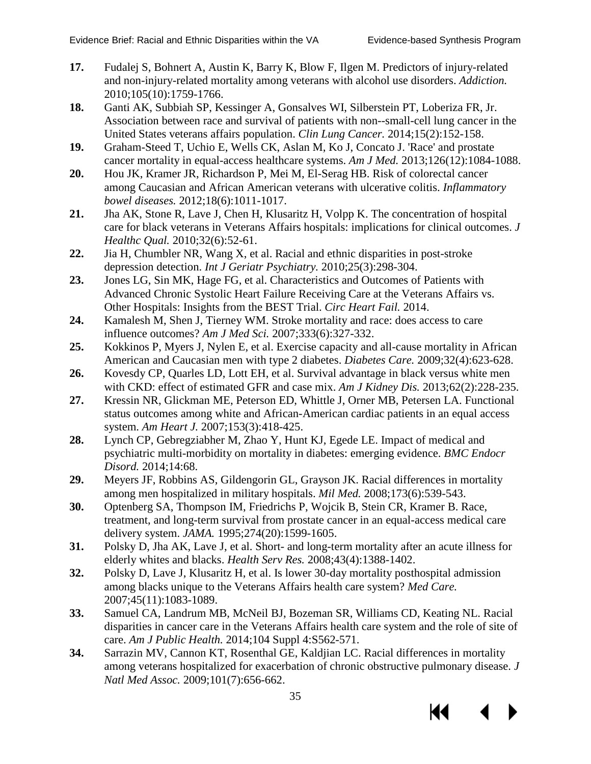**17.** Fudalej S, Bohnert A, Austin K, Barry K, Blow F, Ilgen M. Predictors of injury-related and non-injury-related mortality among veterans with alcohol use disorders. *Addiction.* 2010;105(10):1759-1766.

**18.** Ganti AK, Subbiah SP, Kessinger A, Gonsalves WI, Silberstein PT, Loberiza FR, Jr. Association between race and survival of patients with non--small-cell lung cancer in the United States veterans affairs population. *Clin Lung Cancer.* 2014;15(2):152-158.

**19.** Graham-Steed T, Uchio E, Wells CK, Aslan M, Ko J, Concato J. 'Race' and prostate cancer mortality in equal-access healthcare systems. *Am J Med.* 2013;126(12):1084-1088.

**20.** Hou JK, Kramer JR, Richardson P, Mei M, El-Serag HB. Risk of colorectal cancer among Caucasian and African American veterans with ulcerative colitis. *Inflammatory bowel diseases.* 2012;18(6):1011-1017.

**21.** Jha AK, Stone R, Lave J, Chen H, Klusaritz H, Volpp K. The concentration of hospital care for black veterans in Veterans Affairs hospitals: implications for clinical outcomes. *J Healthc Qual.* 2010;32(6):52-61.

**22.** Jia H, Chumbler NR, Wang X, et al. Racial and ethnic disparities in post-stroke depression detection. *Int J Geriatr Psychiatry.* 2010;25(3):298-304.

**23.** Jones LG, Sin MK, Hage FG, et al. Characteristics and Outcomes of Patients with Advanced Chronic Systolic Heart Failure Receiving Care at the Veterans Affairs vs. Other Hospitals: Insights from the BEST Trial. *Circ Heart Fail.* 2014.

**24.** Kamalesh M, Shen J, Tierney WM. Stroke mortality and race: does access to care influence outcomes? *Am J Med Sci.* 2007;333(6):327-332.

**25.** Kokkinos P, Myers J, Nylen E, et al. Exercise capacity and all-cause mortality in African American and Caucasian men with type 2 diabetes. *Diabetes Care.* 2009;32(4):623-628.

**26.** Kovesdy CP, Quarles LD, Lott EH, et al. Survival advantage in black versus white men with CKD: effect of estimated GFR and case mix. *Am J Kidney Dis.* 2013;62(2):228-235.

**27.** Kressin NR, Glickman ME, Peterson ED, Whittle J, Orner MB, Petersen LA. Functional status outcomes among white and African-American cardiac patients in an equal access system. *Am Heart J.* 2007;153(3):418-425.

**28.** Lynch CP, Gebregziabher M, Zhao Y, Hunt KJ, Egede LE. Impact of medical and psychiatric multi-morbidity on mortality in diabetes: emerging evidence. *BMC Endocr Disord.* 2014;14:68.

**29.** Meyers JF, Robbins AS, Gildengorin GL, Grayson JK. Racial differences in mortality among men hospitalized in military hospitals. *Mil Med.* 2008;173(6):539-543.

**30.** Optenberg SA, Thompson IM, Friedrichs P, Wojcik B, Stein CR, Kramer B. Race, treatment, and long-term survival from prostate cancer in an equal-access medical care delivery system. *JAMA.* 1995;274(20):1599-1605.

**31.** Polsky D, Jha AK, Lave J, et al. Short- and long-term mortality after an acute illness for elderly whites and blacks. *Health Serv Res.* 2008;43(4):1388-1402.

**32.** Polsky D, Lave J, Klusaritz H, et al. Is lower 30-day mortality posthospital admission among blacks unique to the Veterans Affairs health care system? *Med Care.* 2007;45(11):1083-1089.

**33.** Samuel CA, Landrum MB, McNeil BJ, Bozeman SR, Williams CD, Keating NL. Racial disparities in cancer care in the Veterans Affairs health care system and the role of site of care. *Am J Public Health.* 2014;104 Suppl 4:S562-571.

**34.** Sarrazin MV, Cannon KT, Rosenthal GE, Kaldjian LC. Racial differences in mortality among veterans hospitalized for exacerbation of chronic obstructive pulmonary disease. *J Natl Med Assoc.* 2009;101(7):656-662.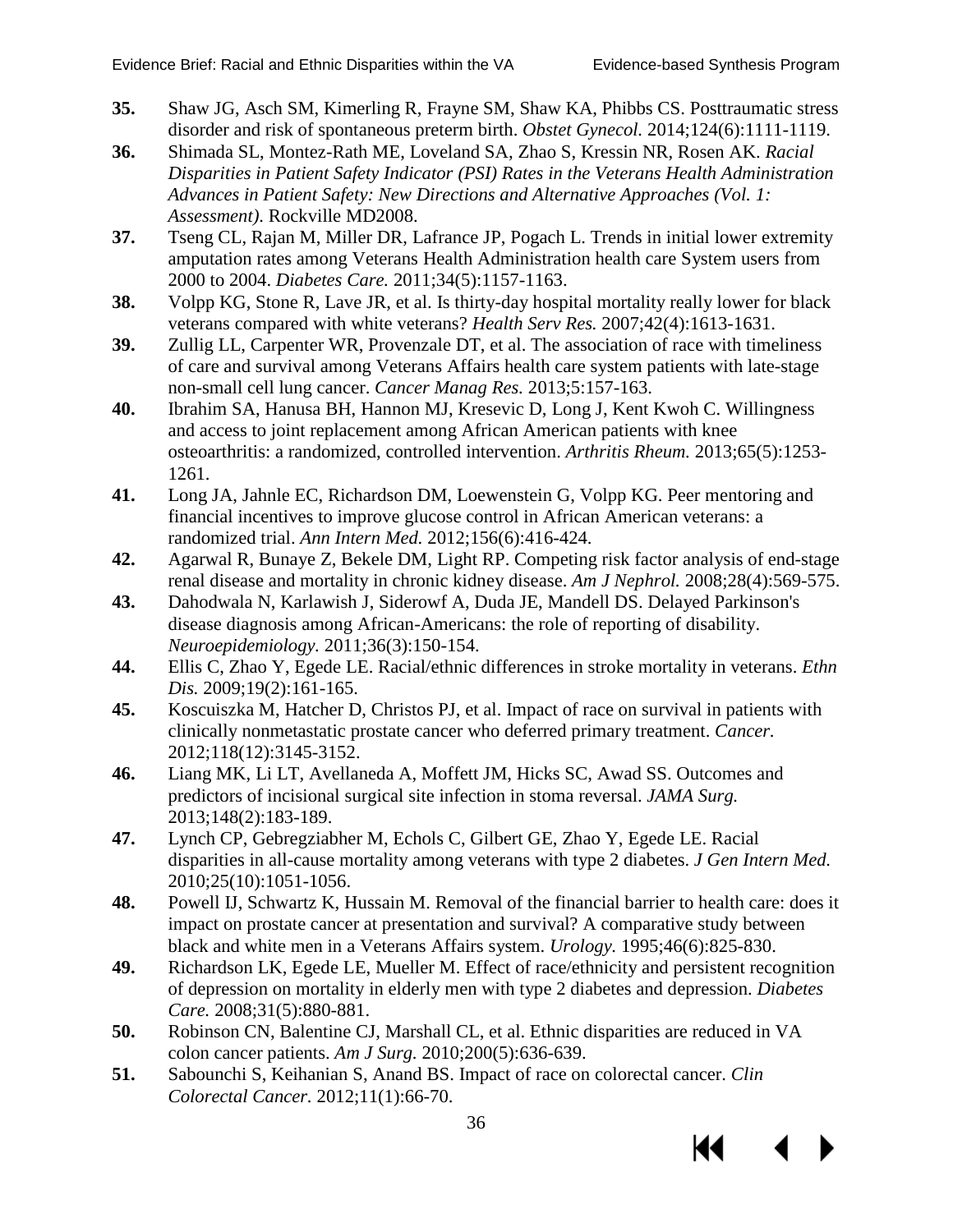**35.** Shaw JG, Asch SM, Kimerling R, Frayne SM, Shaw KA, Phibbs CS. Posttraumatic stress disorder and risk of spontaneous preterm birth. *Obstet Gynecol.* 2014;124(6):1111-1119.

**36.** Shimada SL, Montez-Rath ME, Loveland SA, Zhao S, Kressin NR, Rosen AK. *Racial Disparities in Patient Safety Indicator (PSI) Rates in the Veterans Health Administration Advances in Patient Safety: New Directions and Alternative Approaches (Vol. 1: Assessment).* Rockville MD2008.

**37.** Tseng CL, Rajan M, Miller DR, Lafrance JP, Pogach L. Trends in initial lower extremity amputation rates among Veterans Health Administration health care System users from 2000 to 2004. *Diabetes Care.* 2011;34(5):1157-1163.

**38.** Volpp KG, Stone R, Lave JR, et al. Is thirty-day hospital mortality really lower for black veterans compared with white veterans? *Health Serv Res.* 2007;42(4):1613-1631.

**39.** Zullig LL, Carpenter WR, Provenzale DT, et al. The association of race with timeliness of care and survival among Veterans Affairs health care system patients with late-stage non-small cell lung cancer. *Cancer Manag Res.* 2013;5:157-163.

**40.** Ibrahim SA, Hanusa BH, Hannon MJ, Kresevic D, Long J, Kent Kwoh C. Willingness and access to joint replacement among African American patients with knee osteoarthritis: a randomized, controlled intervention. *Arthritis Rheum.* 2013;65(5):1253-1261.

**41.** Long JA, Jahnle EC, Richardson DM, Loewenstein G, Volpp KG. Peer mentoring and financial incentives to improve glucose control in African American veterans: a randomized trial. *Ann Intern Med.* 2012;156(6):416-424.

**42.** Agarwal R, Bunaye Z, Bekele DM, Light RP. Competing risk factor analysis of end-stage renal disease and mortality in chronic kidney disease. *Am J Nephrol.* 2008;28(4):569-575.

**43.** Dahodwala N, Karlawish J, Siderowf A, Duda JE, Mandell DS. Delayed Parkinson's disease diagnosis among African-Americans: the role of reporting of disability. *Neuroepidemiology.* 2011;36(3):150-154.

**44.** Ellis C, Zhao Y, Egede LE. Racial/ethnic differences in stroke mortality in veterans. *Ethn Dis.* 2009;19(2):161-165.

**45.** Koscuiszka M, Hatcher D, Christos PJ, et al. Impact of race on survival in patients with clinically nonmetastatic prostate cancer who deferred primary treatment. *Cancer.* 2012;118(12):3145-3152.

**46.** Liang MK, Li LT, Avellaneda A, Moffett JM, Hicks SC, Awad SS. Outcomes and predictors of incisional surgical site infection in stoma reversal. *JAMA Surg.* 2013;148(2):183-189.

**47.** Lynch CP, Gebregziabher M, Echols C, Gilbert GE, Zhao Y, Egede LE. Racial disparities in all-cause mortality among veterans with type 2 diabetes. *J Gen Intern Med.* 2010;25(10):1051-1056.

**48.** Powell IJ, Schwartz K, Hussain M. Removal of the financial barrier to health care: does it impact on prostate cancer at presentation and survival? A comparative study between black and white men in a Veterans Affairs system. *Urology.* 1995;46(6):825-830.

**49.** Richardson LK, Egede LE, Mueller M. Effect of race/ethnicity and persistent recognition of depression on mortality in elderly men with type 2 diabetes and depression. *Diabetes Care.* 2008;31(5):880-881.

**50.** Robinson CN, Balentine CJ, Marshall CL, et al. Ethnic disparities are reduced in VA colon cancer patients. *Am J Surg.* 2010;200(5):636-639.

**51.** Sabounchi S, Keihanian S, Anand BS. Impact of race on colorectal cancer. *Clin Colorectal Cancer.* 2012;11(1):66-70.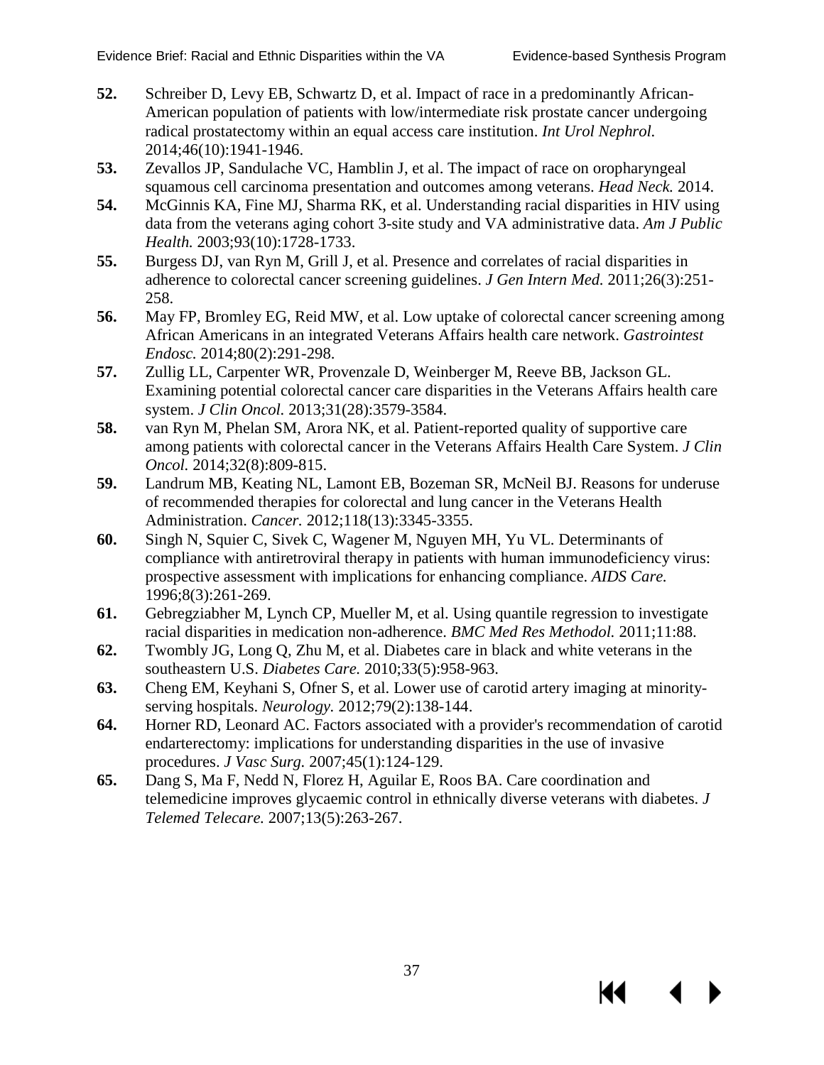52. Schreiber D, Levy EB, Schwartz D, et al. Impact of race in a predominantly African-American population of patients with low/intermediate risk prostate cancer undergoing radical prostatectomy within an equal access care institution. *Int Urol Nephrol.* 2014;46(10):1941-1946.
53. Zevallos JP, Sandulache VC, Hamblin J, et al. The impact of race on oropharyngeal squamous cell carcinoma presentation and outcomes among veterans. *Head Neck.* 2014.
54. McGinnis KA, Fine MJ, Sharma RK, et al. Understanding racial disparities in HIV using data from the veterans aging cohort 3-site study and VA administrative data. *Am J Public Health.* 2003;93(10):1728-1733.
55. Burgess DJ, van Ryn M, Grill J, et al. Presence and correlates of racial disparities in adherence to colorectal cancer screening guidelines. *J Gen Intern Med.* 2011;26(3):251-258.
56. May FP, Bromley EG, Reid MW, et al. Low uptake of colorectal cancer screening among African Americans in an integrated Veterans Affairs health care network. *Gastrointest Endosc.* 2014;80(2):291-298.
57. Zullig LL, Carpenter WR, Provenzale D, Weinberger M, Reeve BB, Jackson GL. Examining potential colorectal cancer care disparities in the Veterans Affairs health care system. *J Clin Oncol.* 2013;31(28):3579-3584.
58. van Ryn M, Phelan SM, Arora NK, et al. Patient-reported quality of supportive care among patients with colorectal cancer in the Veterans Affairs Health Care System. *J Clin Oncol.* 2014;32(8):809-815.
59. Landrum MB, Keating NL, Lamont EB, Bozeman SR, McNeil BJ. Reasons for underuse of recommended therapies for colorectal and lung cancer in the Veterans Health Administration. *Cancer.* 2012;118(13):3345-3355.
60. Singh N, Squier C, Sivek C, Wagener M, Nguyen MH, Yu VL. Determinants of compliance with antiretroviral therapy in patients with human immunodeficiency virus: prospective assessment with implications for enhancing compliance. *AIDS Care.* 1996;8(3):261-269.
61. Gebregziabher M, Lynch CP, Mueller M, et al. Using quantile regression to investigate racial disparities in medication non-adherence. *BMC Med Res Methodol.* 2011;11:88.
62. Twombly JG, Long Q, Zhu M, et al. Diabetes care in black and white veterans in the southeastern U.S. *Diabetes Care.* 2010;33(5):958-963.
63. Cheng EM, Keyhani S, Ofner S, et al. Lower use of carotid artery imaging at minority-serving hospitals. *Neurology.* 2012;79(2):138-144.
64. Horner RD, Leonard AC. Factors associated with a provider's recommendation of carotid endarterectomy: implications for understanding disparities in the use of invasive procedures. *J Vasc Surg.* 2007;45(1):124-129.
65. Dang S, Ma F, Nedd N, Florez H, Aguilar E, Roos BA. Care coordination and telemedicine improves glycaemic control in ethnically diverse veterans with diabetes. *J Telemed Telecare.* 2007;13(5):263-267.